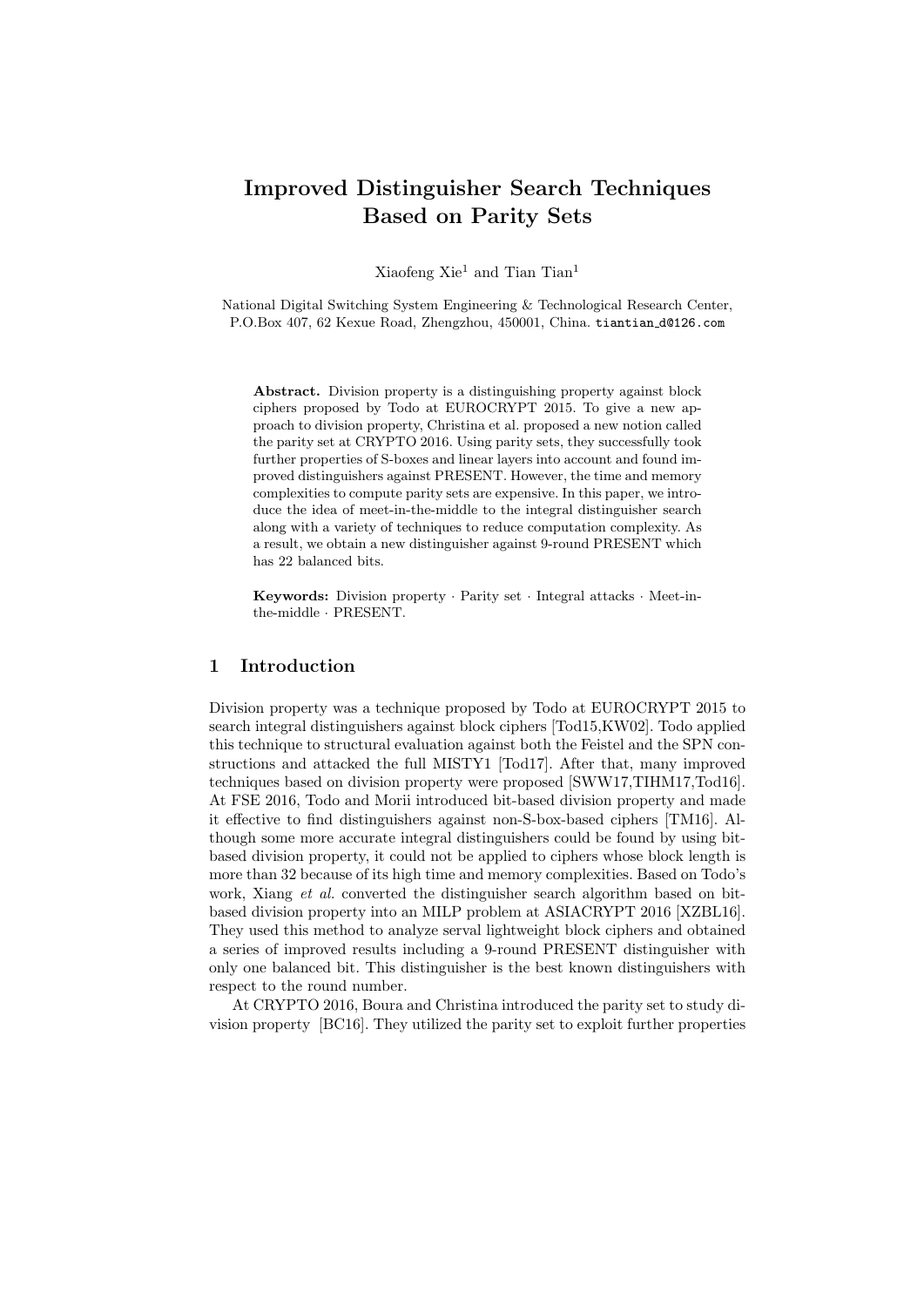# Improved Distinguisher Search Techniques Based on Parity Sets

Xiaofeng Xie[1] and Tian Tian[1]

National Digital Switching System Engineering & Technological Research Center, P.O.Box 407, 62 Kexue Road, Zhengzhou, 450001, China. tiantian_d@126.com

**Abstract.** Division property is a distinguishing property against block ciphers proposed by Todo at EUROCRYPT 2015. To give a new approach to division property, Christina et al. proposed a new notion called the parity set at CRYPTO 2016. Using parity sets, they successfully took further properties of S-boxes and linear layers into account and found improved distinguishers against PRESENT. However, the time and memory complexities to compute parity sets are expensive. In this paper, we introduce the idea of meet-in-the-middle to the integral distinguisher search along with a variety of techniques to reduce computation complexity. As a result, we obtain a new distinguisher against 9-round PRESENT which has 22 balanced bits.

**Keywords:** Division property · Parity set · Integral attacks · Meet-in-the-middle · PRESENT.

## 1 Introduction

Division property was a technique proposed by Todo at EUROCRYPT 2015 to search integral distinguishers against block ciphers [Tod15,KW02]. Todo applied this technique to structural evaluation against both the Feistel and the SPN constructions and attacked the full MISTY1 [Tod17]. After that, many improved techniques based on division property were proposed [SWW17,TIHM17,Tod16]. At FSE 2016, Todo and Morii introduced bit-based division property and made it effective to find distinguishers against non-S-box-based ciphers [TM16]. Although some more accurate integral distinguishers could be found by using bit-based division property, it could not be applied to ciphers whose block length is more than 32 because of its high time and memory complexities. Based on Todo's work, Xiang *et al.* converted the distinguisher search algorithm based on bit-based division property into an MILP problem at ASIACRYPT 2016 [XZBL16]. They used this method to analyze serval lightweight block ciphers and obtained a series of improved results including a 9-round PRESENT distinguisher with only one balanced bit. This distinguisher is the best known distinguishers with respect to the round number.

At CRYPTO 2016, Boura and Christina introduced the parity set to study division property [BC16]. They utilized the parity set to exploit further properties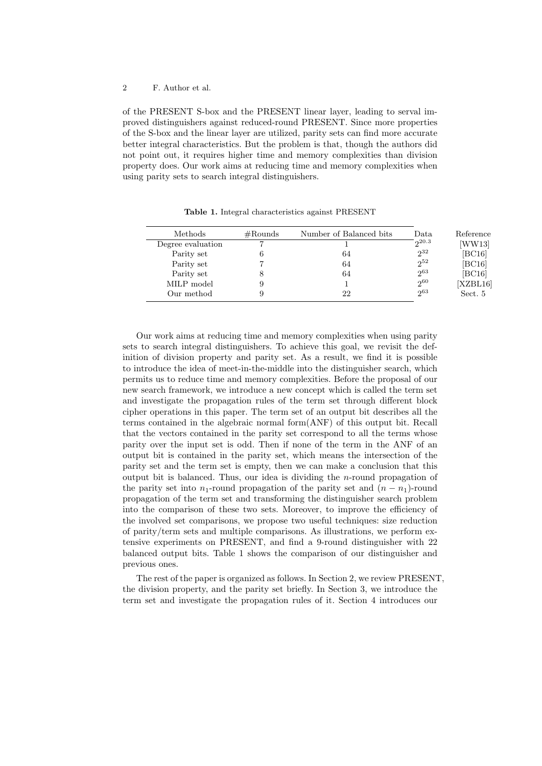of the PRESENT S-box and the PRESENT linear layer, leading to serval improved distinguishers against reduced-round PRESENT. Since more properties of the S-box and the linear layer are utilized, parity sets can find more accurate better integral characteristics. But the problem is that, though the authors did not point out, it requires higher time and memory complexities than division property does. Our work aims at reducing time and memory complexities when using parity sets to search integral distinguishers.

**Table 1.** Integral characteristics against PRESENT

| Methods | #Rounds | Number of Balanced bits | Data | Reference |
|---|---|---|---|---|
| Degree evaluation | 7 | 1 | $2^{20.3}$ | [WW13] |
| Parity set | 6 | 64 | $2^{32}$ | [BC16] |
| Parity set | 7 | 64 | $2^{52}$ | [BC16] |
| Parity set | 8 | 64 | $2^{63}$ | [BC16] |
| MILP model | 9 | 1 | $2^{60}$ | [XZBL16] |
| Our method | 9 | 22 | $2^{63}$ | Sect. 5 |

Our work aims at reducing time and memory complexities when using parity sets to search integral distinguishers. To achieve this goal, we revisit the definition of division property and parity set. As a result, we find it is possible to introduce the idea of meet-in-the-middle into the distinguisher search, which permits us to reduce time and memory complexities. Before the proposal of our new search framework, we introduce a new concept which is called the term set and investigate the propagation rules of the term set through different block cipher operations in this paper. The term set of an output bit describes all the terms contained in the algebraic normal form(ANF) of this output bit. Recall that the vectors contained in the parity set correspond to all the terms whose parity over the input set is odd. Then if none of the term in the ANF of an output bit is contained in the parity set, which means the intersection of the parity set and the term set is empty, then we can make a conclusion that this output bit is balanced. Thus, our idea is dividing the $n$-round propagation of the parity set into $n_1$-round propagation of the parity set and $(n-n_1)$-round propagation of the term set and transforming the distinguisher search problem into the comparison of these two sets. Moreover, to improve the efficiency of the involved set comparisons, we propose two useful techniques: size reduction of parity/term sets and multiple comparisons. As illustrations, we perform extensive experiments on PRESENT, and find a 9-round distinguisher with 22 balanced output bits. Table 1 shows the comparison of our distinguisher and previous ones.

The rest of the paper is organized as follows. In Section 2, we review PRESENT, the division property, and the parity set briefly. In Section 3, we introduce the term set and investigate the propagation rules of it. Section 4 introduces our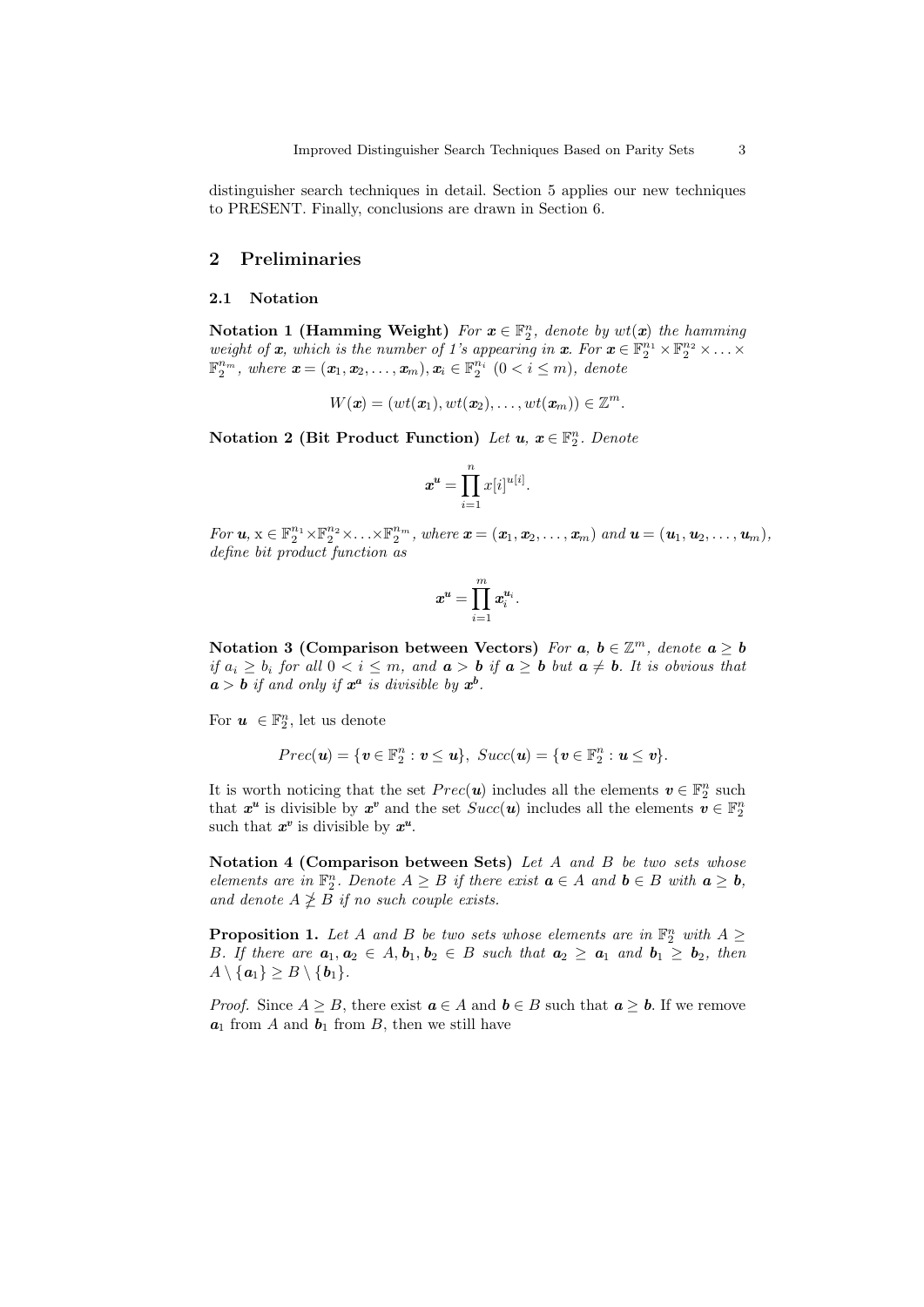distinguisher search techniques in detail. Section 5 applies our new techniques to PRESENT. Finally, conclusions are drawn in Section 6.

## 2 Preliminaries

### 2.1 Notation

**Notation 1 (Hamming Weight)** *For $\boldsymbol{x} \in \mathbb{F}_2^n$, denote by $wt(\boldsymbol{x})$ the hamming weight of $\boldsymbol{x}$, which is the number of 1's appearing in $\boldsymbol{x}$. For $\boldsymbol{x} \in \mathbb{F}_2^{n_1} \times \mathbb{F}_2^{n_2} \times \ldots \times \mathbb{F}_2^{n_m}$, where $\boldsymbol{x} = (\boldsymbol{x}_1, \boldsymbol{x}_2, \ldots, \boldsymbol{x}_m), \boldsymbol{x}_i \in \mathbb{F}_2^{n_i}$ $(0 < i \leq m)$, denote*

$$W(\boldsymbol{x}) = (wt(\boldsymbol{x}_1), wt(\boldsymbol{x}_2), \ldots, wt(\boldsymbol{x}_m)) \in \mathbb{Z}^m.$$

**Notation 2 (Bit Product Function)** *Let $\boldsymbol{u}$, $\boldsymbol{x} \in \mathbb{F}_2^n$. Denote*

$$\boldsymbol{x}^{\boldsymbol{u}} = \prod_{i=1}^{n} x[i]^{u[i]}.$$

*For $\boldsymbol{u}$, $\mathrm{x} \in \mathbb{F}_2^{n_1} \times \mathbb{F}_2^{n_2} \times \ldots \times \mathbb{F}_2^{n_m}$, where $\boldsymbol{x} = (\boldsymbol{x}_1, \boldsymbol{x}_2, \ldots, \boldsymbol{x}_m)$ and $\boldsymbol{u} = (\boldsymbol{u}_1, \boldsymbol{u}_2, \ldots, \boldsymbol{u}_m)$, define bit product function as*

$$\boldsymbol{x}^{\boldsymbol{u}} = \prod_{i=1}^{m} \boldsymbol{x}_i^{\boldsymbol{u}_i}.$$

**Notation 3 (Comparison between Vectors)** *For $\boldsymbol{a}$, $\boldsymbol{b} \in \mathbb{Z}^m$, denote $\boldsymbol{a} \geq \boldsymbol{b}$ if $a_i \geq b_i$ for all $0 < i \leq m$, and $\boldsymbol{a} > \boldsymbol{b}$ if $\boldsymbol{a} \geq \boldsymbol{b}$ but $\boldsymbol{a} \neq \boldsymbol{b}$. It is obvious that $\boldsymbol{a} > \boldsymbol{b}$ if and only if $\boldsymbol{x}^{\boldsymbol{a}}$ is divisible by $\boldsymbol{x}^{\boldsymbol{b}}$.*

For $\boldsymbol{u} \in \mathbb{F}_2^n$, let us denote

$$Prec(\boldsymbol{u}) = \{\boldsymbol{v} \in \mathbb{F}_2^n : \boldsymbol{v} \leq \boldsymbol{u}\},\ Succ(\boldsymbol{u}) = \{\boldsymbol{v} \in \mathbb{F}_2^n : \boldsymbol{u} \leq \boldsymbol{v}\}.$$

It is worth noticing that the set $Prec(\boldsymbol{u})$ includes all the elements $\boldsymbol{v} \in \mathbb{F}_2^n$ such that $\boldsymbol{x}^{\boldsymbol{u}}$ is divisible by $\boldsymbol{x}^{\boldsymbol{v}}$ and the set $Succ(\boldsymbol{u})$ includes all the elements $\boldsymbol{v} \in \mathbb{F}_2^n$ such that $\boldsymbol{x}^{\boldsymbol{v}}$ is divisible by $\boldsymbol{x}^{\boldsymbol{u}}$.

**Notation 4 (Comparison between Sets)** *Let $A$ and $B$ be two sets whose elements are in $\mathbb{F}_2^n$. Denote $A \geq B$ if there exist $\boldsymbol{a} \in A$ and $\boldsymbol{b} \in B$ with $\boldsymbol{a} \geq \boldsymbol{b}$, and denote $A \ngeq B$ if no such couple exists.*

**Proposition 1.** *Let $A$ and $B$ be two sets whose elements are in $\mathbb{F}_2^n$ with $A \geq B$. If there are $\boldsymbol{a}_1, \boldsymbol{a}_2 \in A, \boldsymbol{b}_1, \boldsymbol{b}_2 \in B$ such that $\boldsymbol{a}_2 \geq \boldsymbol{a}_1$ and $\boldsymbol{b}_1 \geq \boldsymbol{b}_2$, then $A \setminus \{\boldsymbol{a}_1\} \geq B \setminus \{\boldsymbol{b}_1\}$.*

*Proof.* Since $A \geq B$, there exist $\boldsymbol{a} \in A$ and $\boldsymbol{b} \in B$ such that $\boldsymbol{a} \geq \boldsymbol{b}$. If we remove $\boldsymbol{a}_1$ from $A$ and $\boldsymbol{b}_1$ from $B$, then we still have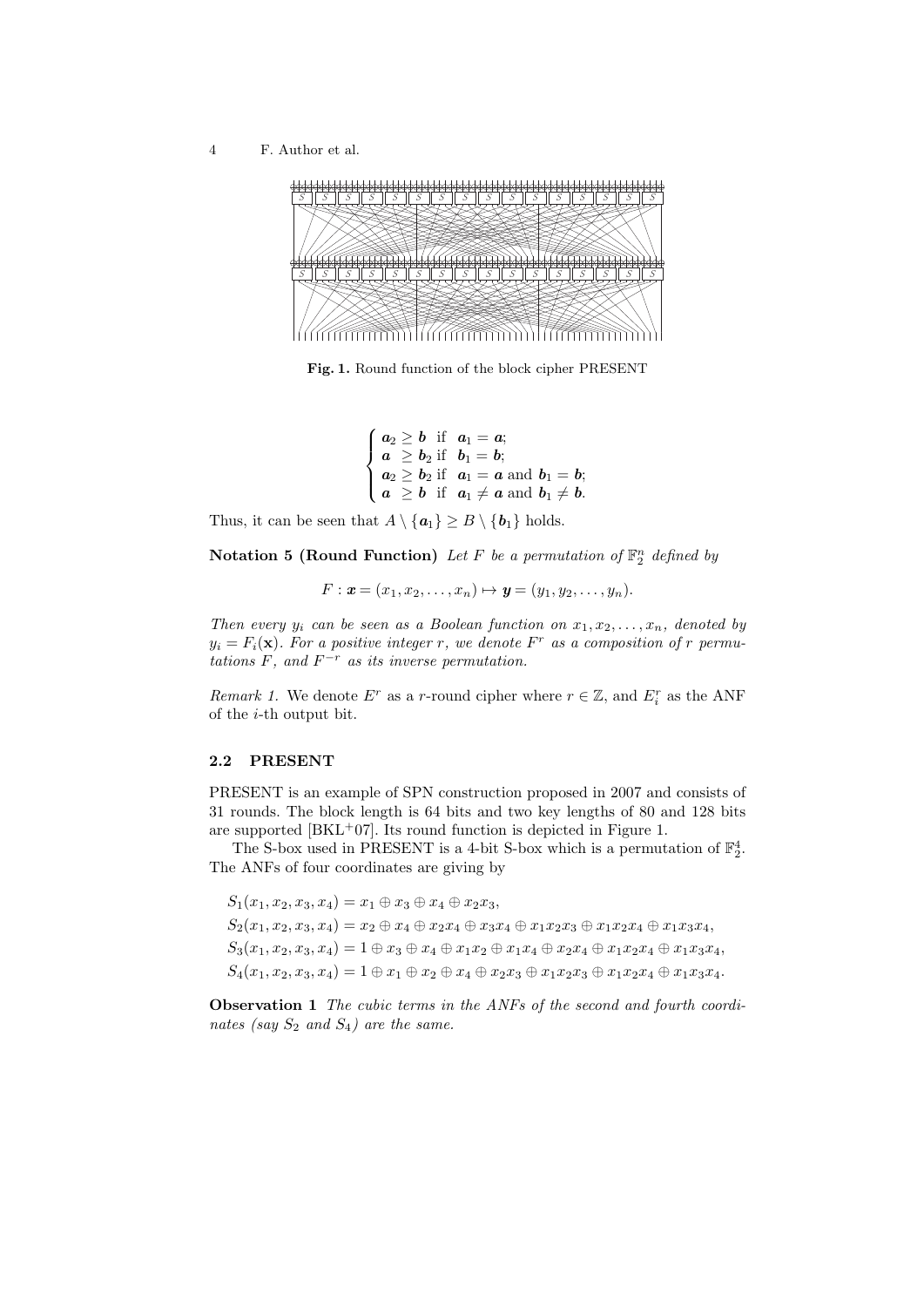**Fig. 1.** Round function of the block cipher PRESENT

$$\begin{cases} \boldsymbol{a}_2 \geq \boldsymbol{b} & \text{if } \ \boldsymbol{a}_1 = \boldsymbol{a}; \\ \boldsymbol{a} \ \geq \boldsymbol{b}_2 & \text{if } \ \boldsymbol{b}_1 = \boldsymbol{b}; \\ \boldsymbol{a}_2 \geq \boldsymbol{b}_2 & \text{if } \ \boldsymbol{a}_1 = \boldsymbol{a} \text{ and } \boldsymbol{b}_1 = \boldsymbol{b}; \\ \boldsymbol{a} \ \geq \boldsymbol{b} & \text{if } \ \boldsymbol{a}_1 \neq \boldsymbol{a} \text{ and } \boldsymbol{b}_1 \neq \boldsymbol{b}. \end{cases}$$

Thus, it can be seen that $A \setminus \{\boldsymbol{a}_1\} \geq B \setminus \{\boldsymbol{b}_1\}$ holds.

**Notation 5 (Round Function)** *Let $F$ be a permutation of $\mathbb{F}_2^n$ defined by*

$$F : \boldsymbol{x} = (x_1, x_2, \ldots, x_n) \mapsto \boldsymbol{y} = (y_1, y_2, \ldots, y_n).$$

*Then every $y_i$ can be seen as a Boolean function on $x_1, x_2, \ldots, x_n$, denoted by $y_i = F_i(\mathbf{x})$. For a positive integer $r$, we denote $F^r$ as a composition of $r$ permutations $F$, and $F^{-r}$ as its inverse permutation.*

*Remark 1.* We denote $E^r$ as a $r$-round cipher where $r \in \mathbb{Z}$, and $E_i^r$ as the ANF of the $i$-th output bit.

### 2.2 PRESENT

PRESENT is an example of SPN construction proposed in 2007 and consists of 31 rounds. The block length is 64 bits and two key lengths of 80 and 128 bits are supported [BKL+07]. Its round function is depicted in Figure 1.

The S-box used in PRESENT is a 4-bit S-box which is a permutation of $\mathbb{F}_2^4$. The ANFs of four coordinates are giving by

$$\begin{aligned}
&S_1(x_1, x_2, x_3, x_4) = x_1 \oplus x_3 \oplus x_4 \oplus x_2x_3, \\
&S_2(x_1, x_2, x_3, x_4) = x_2 \oplus x_4 \oplus x_2x_4 \oplus x_3x_4 \oplus x_1x_2x_3 \oplus x_1x_2x_4 \oplus x_1x_3x_4, \\
&S_3(x_1, x_2, x_3, x_4) = 1 \oplus x_3 \oplus x_4 \oplus x_1x_2 \oplus x_1x_4 \oplus x_2x_4 \oplus x_1x_2x_4 \oplus x_1x_3x_4, \\
&S_4(x_1, x_2, x_3, x_4) = 1 \oplus x_1 \oplus x_2 \oplus x_4 \oplus x_2x_3 \oplus x_1x_2x_3 \oplus x_1x_2x_4 \oplus x_1x_3x_4.
\end{aligned}$$

**Observation 1** *The cubic terms in the ANFs of the second and fourth coordinates (say $S_2$ and $S_4$) are the same.*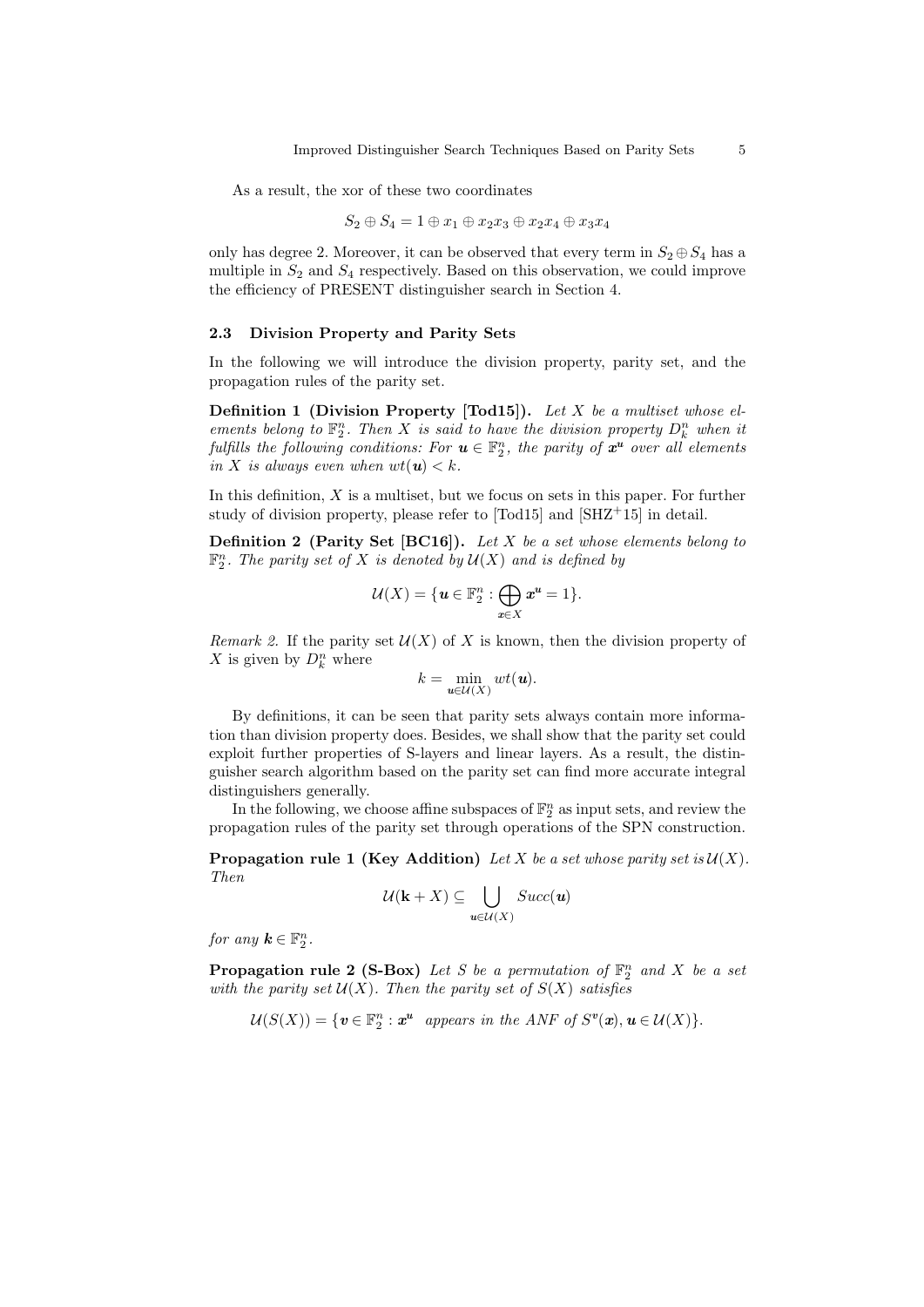As a result, the xor of these two coordinates

$$S_2 \oplus S_4 = 1 \oplus x_1 \oplus x_2x_3 \oplus x_2x_4 \oplus x_3x_4$$

only has degree 2. Moreover, it can be observed that every term in $S_2 \oplus S_4$ has a multiple in $S_2$ and $S_4$ respectively. Based on this observation, we could improve the efficiency of PRESENT distinguisher search in Section 4.

### 2.3 Division Property and Parity Sets

In the following we will introduce the division property, parity set, and the propagation rules of the parity set.

**Definition 1 (Division Property [Tod15]).** *Let $X$ be a multiset whose elements belong to $\mathbb{F}_2^n$. Then $X$ is said to have the division property $D_k^n$ when it fulfills the following conditions: For $\boldsymbol{u} \in \mathbb{F}_2^n$, the parity of $\boldsymbol{x}^{\boldsymbol{u}}$ over all elements in $X$ is always even when $wt(\boldsymbol{u}) < k$.*

In this definition, $X$ is a multiset, but we focus on sets in this paper. For further study of division property, please refer to [Tod15] and [SHZ+15] in detail.

**Definition 2 (Parity Set [BC16]).** *Let $X$ be a set whose elements belong to $\mathbb{F}_2^n$. The parity set of $X$ is denoted by $\mathcal{U}(X)$ and is defined by*

$$\mathcal{U}(X) = \{\boldsymbol{u} \in \mathbb{F}_2^n : \bigoplus_{\boldsymbol{x} \in X} \boldsymbol{x}^{\boldsymbol{u}} = 1\}.$$

*Remark 2.* If the parity set $\mathcal{U}(X)$ of $X$ is known, then the division property of $X$ is given by $D_k^n$ where

$$k = \min_{\boldsymbol{u} \in \mathcal{U}(X)} wt(\boldsymbol{u}).$$

By definitions, it can be seen that parity sets always contain more information than division property does. Besides, we shall show that the parity set could exploit further properties of S-layers and linear layers. As a result, the distinguisher search algorithm based on the parity set can find more accurate integral distinguishers generally.

In the following, we choose affine subspaces of $\mathbb{F}_2^n$ as input sets, and review the propagation rules of the parity set through operations of the SPN construction.

**Propagation rule 1 (Key Addition)** *Let $X$ be a set whose parity set is $\mathcal{U}(X)$. Then*

$$\mathcal{U}(\mathbf{k} + X) \subseteq \bigcup_{\boldsymbol{u} \in \mathcal{U}(X)} Succ(\boldsymbol{u})$$

*for any $\boldsymbol{k} \in \mathbb{F}_2^n$.*

**Propagation rule 2 (S-Box)** *Let $S$ be a permutation of $\mathbb{F}_2^n$ and $X$ be a set with the parity set $\mathcal{U}(X)$. Then the parity set of $S(X)$ satisfies*

$$\mathcal{U}(S(X)) = \{\boldsymbol{v} \in \mathbb{F}_2^n : \boldsymbol{x}^{\boldsymbol{u}} \text{ appears in the ANF of } S^{\boldsymbol{v}}(\boldsymbol{x}), \boldsymbol{u} \in \mathcal{U}(X)\}.$$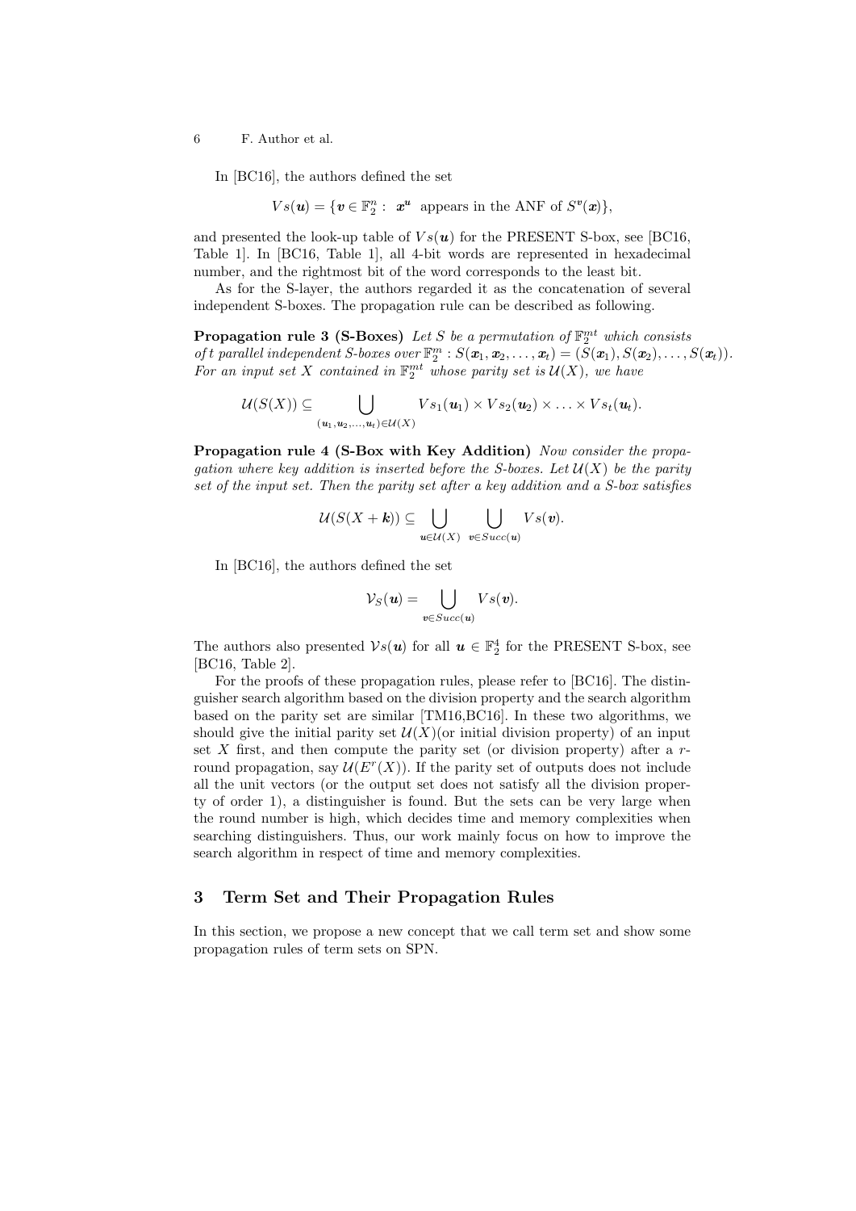In [BC16], the authors defined the set

$$Vs(\boldsymbol{u}) = \{\boldsymbol{v} \in \mathbb{F}_2^n : \ \boldsymbol{x}^{\boldsymbol{u}} \ \text{appears in the ANF of } S^{\boldsymbol{v}}(\boldsymbol{x})\},$$

and presented the look-up table of $Vs(\boldsymbol{u})$ for the PRESENT S-box, see [BC16, Table 1]. In [BC16, Table 1], all 4-bit words are represented in hexadecimal number, and the rightmost bit of the word corresponds to the least bit.

As for the S-layer, the authors regarded it as the concatenation of several independent S-boxes. The propagation rule can be described as following.

**Propagation rule 3 (S-Boxes)** *Let $S$ be a permutation of $\mathbb{F}_2^{mt}$ which consists of $t$ parallel independent S-boxes over $\mathbb{F}_2^m : S(\boldsymbol{x}_1, \boldsymbol{x}_2, \ldots, \boldsymbol{x}_t) = (S(\boldsymbol{x}_1), S(\boldsymbol{x}_2), \ldots, S(\boldsymbol{x}_t))$. For an input set $X$ contained in $\mathbb{F}_2^{mt}$ whose parity set is $\mathcal{U}(X)$, we have*

$$\mathcal{U}(S(X)) \subseteq \bigcup_{(\boldsymbol{u}_1, \boldsymbol{u}_2, \ldots, \boldsymbol{u}_t) \in \mathcal{U}(X)} Vs_1(\boldsymbol{u}_1) \times Vs_2(\boldsymbol{u}_2) \times \ldots \times Vs_t(\boldsymbol{u}_t).$$

**Propagation rule 4 (S-Box with Key Addition)** *Now consider the propagation where key addition is inserted before the S-boxes. Let $\mathcal{U}(X)$ be the parity set of the input set. Then the parity set after a key addition and a S-box satisfies*

$$\mathcal{U}(S(X + \boldsymbol{k})) \subseteq \bigcup_{\boldsymbol{u} \in \mathcal{U}(X)} \ \bigcup_{\boldsymbol{v} \in Succ(\boldsymbol{u})} Vs(\boldsymbol{v}).$$

In [BC16], the authors defined the set

$$\mathcal{V}_S(\boldsymbol{u}) = \bigcup_{\boldsymbol{v} \in Succ(\boldsymbol{u})} Vs(\boldsymbol{v}).$$

The authors also presented $\mathcal{V}s(\boldsymbol{u})$ for all $\boldsymbol{u} \in \mathbb{F}_2^4$ for the PRESENT S-box, see [BC16, Table 2].

For the proofs of these propagation rules, please refer to [BC16]. The distinguisher search algorithm based on the division property and the search algorithm based on the parity set are similar [TM16,BC16]. In these two algorithms, we should give the initial parity set $\mathcal{U}(X)$(or initial division property) of an input set $X$ first, and then compute the parity set (or division property) after a $r$-round propagation, say $\mathcal{U}(E^r(X))$. If the parity set of outputs does not include all the unit vectors (or the output set does not satisfy all the division property of order 1), a distinguisher is found. But the sets can be very large when the round number is high, which decides time and memory complexities when searching distinguishers. Thus, our work mainly focus on how to improve the search algorithm in respect of time and memory complexities.

## 3 Term Set and Their Propagation Rules

In this section, we propose a new concept that we call term set and show some propagation rules of term sets on SPN.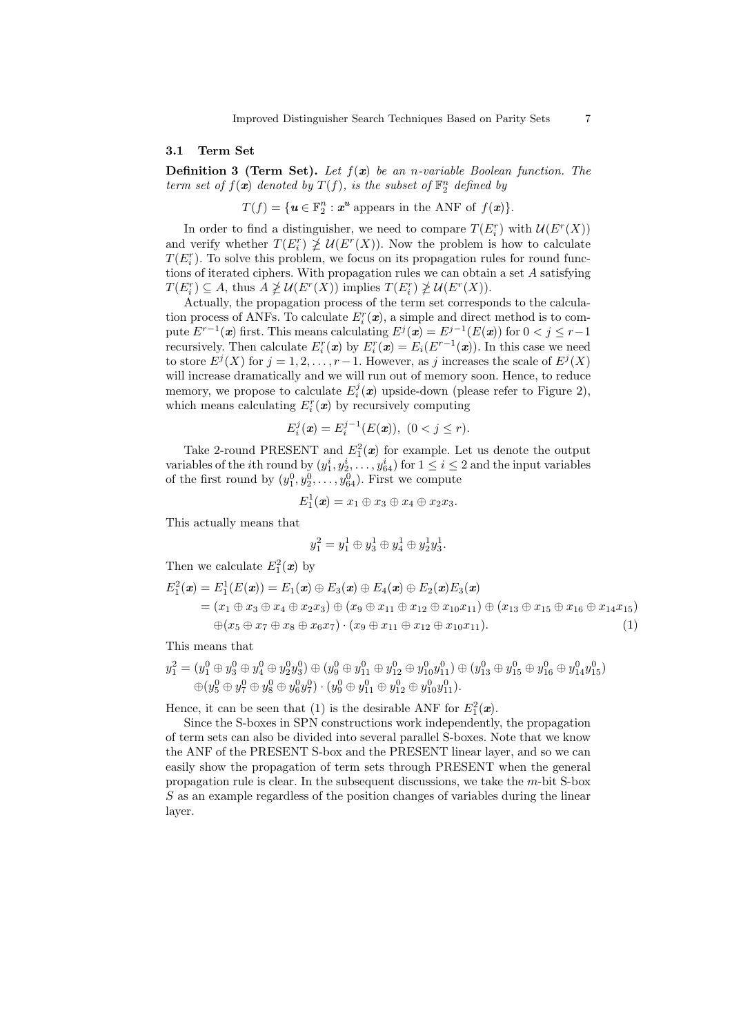### 3.1 Term Set

**Definition 3 (Term Set).** *Let $f(\boldsymbol{x})$ be an $n$-variable Boolean function. The term set of $f(\boldsymbol{x})$ denoted by $T(f)$, is the subset of $\mathbb{F}_2^n$ defined by*

$$T(f) = \{\boldsymbol{u} \in \mathbb{F}_2^n : \boldsymbol{x}^{\boldsymbol{u}} \text{ appears in the ANF of } f(\boldsymbol{x})\}.$$

In order to find a distinguisher, we need to compare $T(E_i^r)$ with $\mathcal{U}(E^r(X))$ and verify whether $T(E_i^r) \not\supseteq \mathcal{U}(E^r(X))$. Now the problem is how to calculate $T(E_i^r)$. To solve this problem, we focus on its propagation rules for round functions of iterated ciphers. With propagation rules we can obtain a set $A$ satisfying $T(E_i^r) \subseteq A$, thus $A \not\supseteq \mathcal{U}(E^r(X))$ implies $T(E_i^r) \not\supseteq \mathcal{U}(E^r(X))$.

Actually, the propagation process of the term set corresponds to the calculation process of ANFs. To calculate $E_i^r(\boldsymbol{x})$, a simple and direct method is to compute $E^{r-1}(\boldsymbol{x})$ first. This means calculating $E^j(\boldsymbol{x}) = E^{j-1}(E(\boldsymbol{x}))$ for $0 < j \leq r-1$ recursively. Then calculate $E_i^r(\boldsymbol{x})$ by $E_i^r(\boldsymbol{x}) = E_i(E^{r-1}(\boldsymbol{x}))$. In this case we need to store $E^j(X)$ for $j = 1, 2, \ldots, r-1$. However, as $j$ increases the scale of $E^j(X)$ will increase dramatically and we will run out of memory soon. Hence, to reduce memory, we propose to calculate $E_i^j(\boldsymbol{x})$ upside-down (please refer to Figure 2), which means calculating $E_i^r(\boldsymbol{x})$ by recursively computing

$$E_i^j(\boldsymbol{x}) = E_i^{j-1}(E(\boldsymbol{x})),\ (0 < j \leq r).$$

Take 2-round PRESENT and $E_1^2(\boldsymbol{x})$ for example. Let us denote the output variables of the $i$th round by $(y_1^i, y_2^i, \ldots, y_{64}^i)$ for $1 \leq i \leq 2$ and the input variables of the first round by $(y_1^0, y_2^0, \ldots, y_{64}^0)$. First we compute

$$E_1^1(\boldsymbol{x}) = x_1 \oplus x_3 \oplus x_4 \oplus x_2x_3.$$

This actually means that

$$y_1^2 = y_1^1 \oplus y_3^1 \oplus y_4^1 \oplus y_2^1y_3^1.$$

Then we calculate $E_1^2(\boldsymbol{x})$ by

$$\begin{aligned}
E_1^2(\boldsymbol{x}) &= E_1^1(E(\boldsymbol{x})) = E_1(\boldsymbol{x}) \oplus E_3(\boldsymbol{x}) \oplus E_4(\boldsymbol{x}) \oplus E_2(\boldsymbol{x})E_3(\boldsymbol{x}) \\
&= (x_1 \oplus x_3 \oplus x_4 \oplus x_2x_3) \oplus (x_9 \oplus x_{11} \oplus x_{12} \oplus x_{10}x_{11}) \oplus (x_{13} \oplus x_{15} \oplus x_{16} \oplus x_{14}x_{15}) \\
&\quad \oplus (x_5 \oplus x_7 \oplus x_8 \oplus x_6x_7) \cdot (x_9 \oplus x_{11} \oplus x_{12} \oplus x_{10}x_{11}). \qquad (1)
\end{aligned}$$

This means that

$$\begin{aligned}
y_1^2 = &(y_1^0 \oplus y_3^0 \oplus y_4^0 \oplus y_2^0y_3^0) \oplus (y_9^0 \oplus y_{11}^0 \oplus y_{12}^0 \oplus y_{10}^0y_{11}^0) \oplus (y_{13}^0 \oplus y_{15}^0 \oplus y_{16}^0 \oplus y_{14}^0y_{15}^0) \\
&\oplus (y_5^0 \oplus y_7^0 \oplus y_8^0 \oplus y_6^0y_7^0) \cdot (y_9^0 \oplus y_{11}^0 \oplus y_{12}^0 \oplus y_{10}^0y_{11}^0).
\end{aligned}$$

Hence, it can be seen that (1) is the desirable ANF for $E_1^2(\boldsymbol{x})$.

Since the S-boxes in SPN constructions work independently, the propagation of term sets can also be divided into several parallel S-boxes. Note that we know the ANF of the PRESENT S-box and the PRESENT linear layer, and so we can easily show the propagation of term sets through PRESENT when the general propagation rule is clear. In the subsequent discussions, we take the $m$-bit S-box $S$ as an example regardless of the position changes of variables during the linear layer.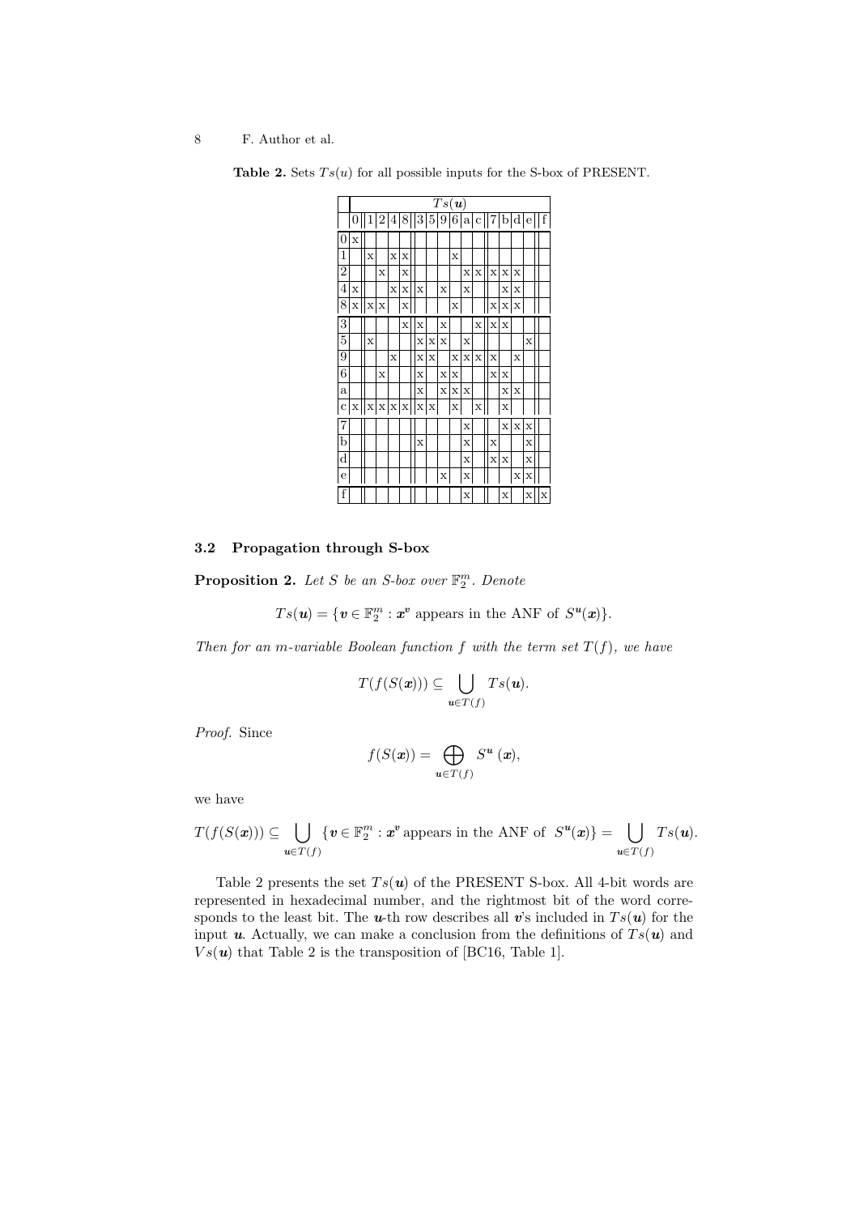**Table 2.** Sets $Ts(u)$ for all possible inputs for the S-box of PRESENT.

| | $Ts(\boldsymbol{u})$ | | | | | | | | | | | | | | | |
|---|---|---|---|---|---|---|---|---|---|---|---|---|---|---|---|---|
| | 0 | 1 | 2 | 4 | 8 | 3 | 5 | 9 | 6 | a | c | 7 | b | d | e | f |
| 0 | x | | | | | | | | | | | | | | | |
| 1 | | x | | x | x | | | | x | | | | | | | |
| 2 | | | x | | x | | | | | x | x | x | x | x | | |
| 4 | x | | | x | x | x | | x | | x | | | x | x | | |
| 8 | x | x | x | | x | | | | x | | | x | x | x | | |
| 3 | | | | | x | x | | x | | | x | x | x | | | |
| 5 | | x | | | | x | x | x | | x | | | | | x | |
| 9 | | | | x | | x | x | | x | x | x | x | | x | | |
| 6 | | | x | | | x | | x | x | | | x | x | | | |
| a | | | | | | x | | x | x | x | | | x | x | | |
| c | x | x | x | x | x | x | x | | x | | x | | x | | | |
| 7 | | | | | | | | | | x | | | x | x | x | |
| b | | | | | | x | | | | x | | x | | | x | |
| d | | | | | | | | | | x | | x | x | | x | |
| e | | | | | | | | x | | x | | | | x | x | |
| f | | | | | | | | | | x | | | x | | x | x |

### 3.2 Propagation through S-box

**Proposition 2.** *Let $S$ be an S-box over $\mathbb{F}_2^m$. Denote*

$$Ts(\boldsymbol{u}) = \{\boldsymbol{v} \in \mathbb{F}_2^m : \boldsymbol{x}^{\boldsymbol{v}} \text{ appears in the ANF of } S^{\boldsymbol{u}}(\boldsymbol{x})\}.$$

*Then for an $m$-variable Boolean function $f$ with the term set $T(f)$, we have*

$$T(f(S(\boldsymbol{x}))) \subseteq \bigcup_{\boldsymbol{u} \in T(f)} Ts(\boldsymbol{u}).$$

*Proof.* Since

$$f(S(\boldsymbol{x})) = \bigoplus_{\boldsymbol{u} \in T(f)} S^{\boldsymbol{u}}(\boldsymbol{x}),$$

we have

$$T(f(S(\boldsymbol{x}))) \subseteq \bigcup_{\boldsymbol{u} \in T(f)} \{\boldsymbol{v} \in \mathbb{F}_2^m : \boldsymbol{x}^{\boldsymbol{v}} \text{ appears in the ANF of } S^{\boldsymbol{u}}(\boldsymbol{x})\} = \bigcup_{\boldsymbol{u} \in T(f)} Ts(\boldsymbol{u}).$$

Table 2 presents the set $Ts(\boldsymbol{u})$ of the PRESENT S-box. All 4-bit words are represented in hexadecimal number, and the rightmost bit of the word corresponds to the least bit. The $\boldsymbol{u}$-th row describes all $\boldsymbol{v}$'s included in $Ts(\boldsymbol{u})$ for the input $\boldsymbol{u}$. Actually, we can make a conclusion from the definitions of $Ts(\boldsymbol{u})$ and $Vs(\boldsymbol{u})$ that Table 2 is the transposition of [BC16, Table 1].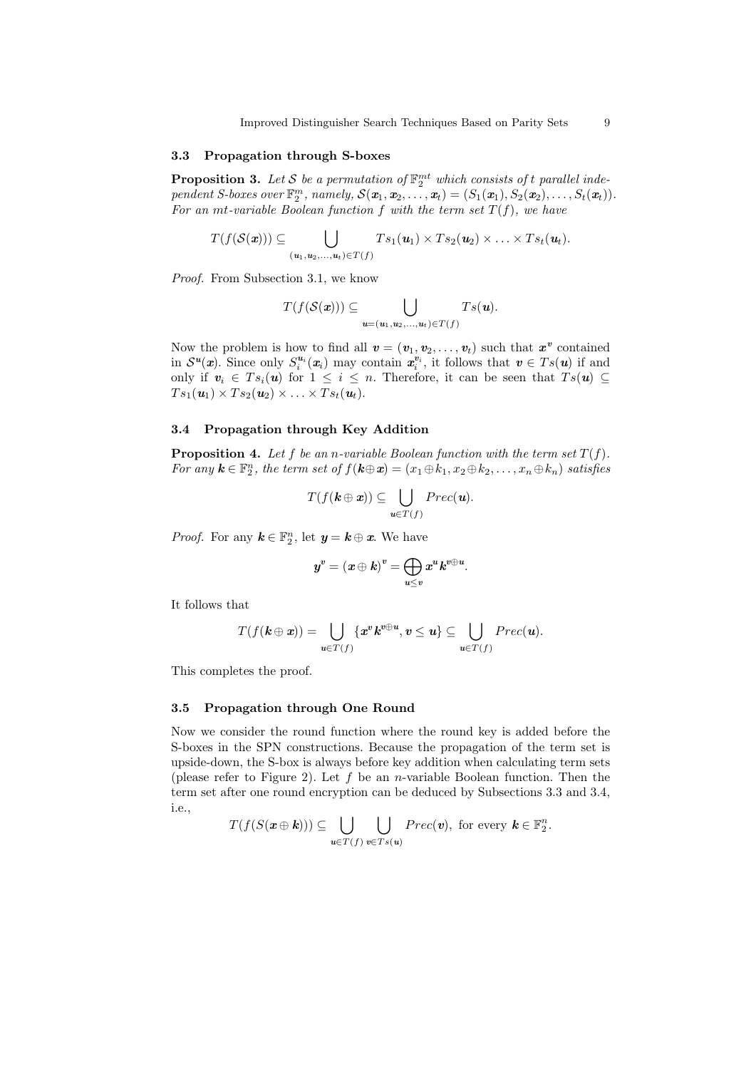### 3.3 Propagation through S-boxes

**Proposition 3.** *Let $\mathcal{S}$ be a permutation of $\mathbb{F}_2^{mt}$ which consists of $t$ parallel independent S-boxes over $\mathbb{F}_2^m$, namely, $\mathcal{S}(\boldsymbol{x}_1, \boldsymbol{x}_2, \ldots, \boldsymbol{x}_t) = (S_1(\boldsymbol{x}_1), S_2(\boldsymbol{x}_2), \ldots, S_t(\boldsymbol{x}_t))$. For an $mt$-variable Boolean function $f$ with the term set $T(f)$, we have*

$$T(f(\mathcal{S}(\boldsymbol{x}))) \subseteq \bigcup_{(\boldsymbol{u}_1, \boldsymbol{u}_2, \ldots, \boldsymbol{u}_t) \in T(f)} Ts_1(\boldsymbol{u}_1) \times Ts_2(\boldsymbol{u}_2) \times \ldots \times Ts_t(\boldsymbol{u}_t).$$

*Proof.* From Subsection 3.1, we know

$$T(f(\mathcal{S}(\boldsymbol{x}))) \subseteq \bigcup_{\boldsymbol{u}=(\boldsymbol{u}_1, \boldsymbol{u}_2, \ldots, \boldsymbol{u}_t) \in T(f)} Ts(\boldsymbol{u}).$$

Now the problem is how to find all $\boldsymbol{v} = (\boldsymbol{v}_1, \boldsymbol{v}_2, \ldots, \boldsymbol{v}_t)$ such that $\boldsymbol{x}^{\boldsymbol{v}}$ contained in $\mathcal{S}^{\boldsymbol{u}}(\boldsymbol{x})$. Since only $S_i^{\boldsymbol{u}_i}(\boldsymbol{x}_i)$ may contain $\boldsymbol{x}_i^{\boldsymbol{v}_i}$, it follows that $\boldsymbol{v} \in Ts(\boldsymbol{u})$ if and only if $\boldsymbol{v}_i \in Ts_i(\boldsymbol{u})$ for $1 \leq i \leq n$. Therefore, it can be seen that $Ts(\boldsymbol{u}) \subseteq Ts_1(\boldsymbol{u}_1) \times Ts_2(\boldsymbol{u}_2) \times \ldots \times Ts_t(\boldsymbol{u}_t)$.

### 3.4 Propagation through Key Addition

**Proposition 4.** *Let $f$ be an $n$-variable Boolean function with the term set $T(f)$. For any $\boldsymbol{k} \in \mathbb{F}_2^n$, the term set of $f(\boldsymbol{k} \oplus \boldsymbol{x}) = (x_1 \oplus k_1, x_2 \oplus k_2, \ldots, x_n \oplus k_n)$ satisfies*

$$T(f(\boldsymbol{k} \oplus \boldsymbol{x})) \subseteq \bigcup_{\boldsymbol{u} \in T(f)} Prec(\boldsymbol{u}).$$

*Proof.* For any $\boldsymbol{k} \in \mathbb{F}_2^n$, let $\boldsymbol{y} = \boldsymbol{k} \oplus \boldsymbol{x}$. We have

$$\boldsymbol{y}^{\boldsymbol{v}} = (\boldsymbol{x} \oplus \boldsymbol{k})^{\boldsymbol{v}} = \bigoplus_{\boldsymbol{u} \leq \boldsymbol{v}} \boldsymbol{x}^{\boldsymbol{u}} \boldsymbol{k}^{\boldsymbol{v} \oplus \boldsymbol{u}}.$$

It follows that

$$T(f(\boldsymbol{k} \oplus \boldsymbol{x})) = \bigcup_{\boldsymbol{u} \in T(f)} \{\boldsymbol{x}^{\boldsymbol{v}} \boldsymbol{k}^{\boldsymbol{v} \oplus \boldsymbol{u}}, \boldsymbol{v} \leq \boldsymbol{u}\} \subseteq \bigcup_{\boldsymbol{u} \in T(f)} Prec(\boldsymbol{u}).$$

This completes the proof.

### 3.5 Propagation through One Round

Now we consider the round function where the round key is added before the S-boxes in the SPN constructions. Because the propagation of the term set is upside-down, the S-box is always before key addition when calculating term sets (please refer to Figure 2). Let $f$ be an $n$-variable Boolean function. Then the term set after one round encryption can be deduced by Subsections 3.3 and 3.4, i.e.,

$$T(f(S(\boldsymbol{x} \oplus \boldsymbol{k}))) \subseteq \bigcup_{\boldsymbol{u} \in T(f)} \bigcup_{\boldsymbol{v} \in Ts(\boldsymbol{u})} Prec(\boldsymbol{v}), \text{ for every } \boldsymbol{k} \in \mathbb{F}_2^n.$$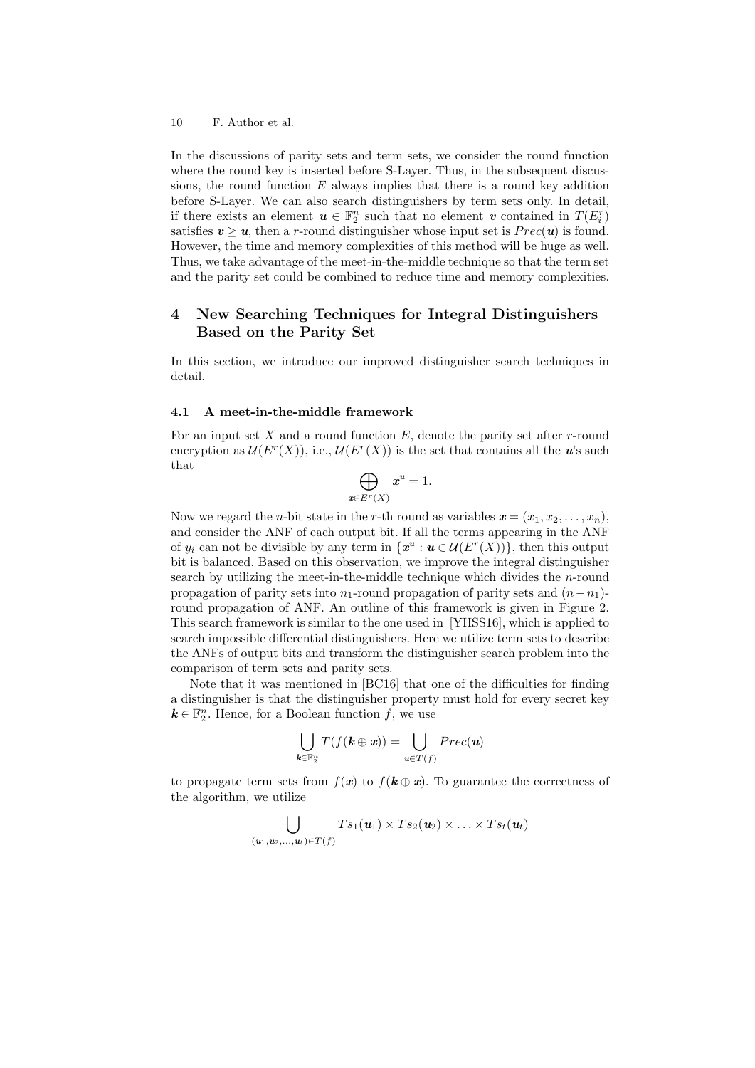In the discussions of parity sets and term sets, we consider the round function where the round key is inserted before S-Layer. Thus, in the subsequent discussions, the round function $E$ always implies that there is a round key addition before S-Layer. We can also search distinguishers by term sets only. In detail, if there exists an element $\boldsymbol{u} \in \mathbb{F}_2^n$ such that no element $\boldsymbol{v}$ contained in $T(E_i^r)$ satisfies $\boldsymbol{v} \geq \boldsymbol{u}$, then a $r$-round distinguisher whose input set is $Prec(\boldsymbol{u})$ is found. However, the time and memory complexities of this method will be huge as well. Thus, we take advantage of the meet-in-the-middle technique so that the term set and the parity set could be combined to reduce time and memory complexities.

## 4 New Searching Techniques for Integral Distinguishers Based on the Parity Set

In this section, we introduce our improved distinguisher search techniques in detail.

### 4.1 A meet-in-the-middle framework

For an input set $X$ and a round function $E$, denote the parity set after $r$-round encryption as $\mathcal{U}(E^r(X))$, i.e., $\mathcal{U}(E^r(X))$ is the set that contains all the $\boldsymbol{u}$'s such that

$$\bigoplus_{\boldsymbol{x} \in E^r(X)} \boldsymbol{x}^{\boldsymbol{u}} = 1.$$

Now we regard the $n$-bit state in the $r$-th round as variables $\boldsymbol{x} = (x_1, x_2, \ldots, x_n)$, and consider the ANF of each output bit. If all the terms appearing in the ANF of $y_i$ can not be divisible by any term in $\{\boldsymbol{x}^{\boldsymbol{u}} : \boldsymbol{u} \in \mathcal{U}(E^r(X))\}$, then this output bit is balanced. Based on this observation, we improve the integral distinguisher search by utilizing the meet-in-the-middle technique which divides the $n$-round propagation of parity sets into $n_1$-round propagation of parity sets and $(n-n_1)$-round propagation of ANF. An outline of this framework is given in Figure 2. This search framework is similar to the one used in [YHSS16], which is applied to search impossible differential distinguishers. Here we utilize term sets to describe the ANFs of output bits and transform the distinguisher search problem into the comparison of term sets and parity sets.

Note that it was mentioned in [BC16] that one of the difficulties for finding a distinguisher is that the distinguisher property must hold for every secret key $\boldsymbol{k} \in \mathbb{F}_2^n$. Hence, for a Boolean function $f$, we use

$$\bigcup_{\boldsymbol{k} \in \mathbb{F}_2^n} T(f(\boldsymbol{k} \oplus \boldsymbol{x})) = \bigcup_{\boldsymbol{u} \in T(f)} Prec(\boldsymbol{u})$$

to propagate term sets from $f(\boldsymbol{x})$ to $f(\boldsymbol{k} \oplus \boldsymbol{x})$. To guarantee the correctness of the algorithm, we utilize

$$\bigcup_{(\boldsymbol{u}_1, \boldsymbol{u}_2, \ldots, \boldsymbol{u}_t) \in T(f)} Ts_1(\boldsymbol{u}_1) \times Ts_2(\boldsymbol{u}_2) \times \ldots \times Ts_t(\boldsymbol{u}_t)$$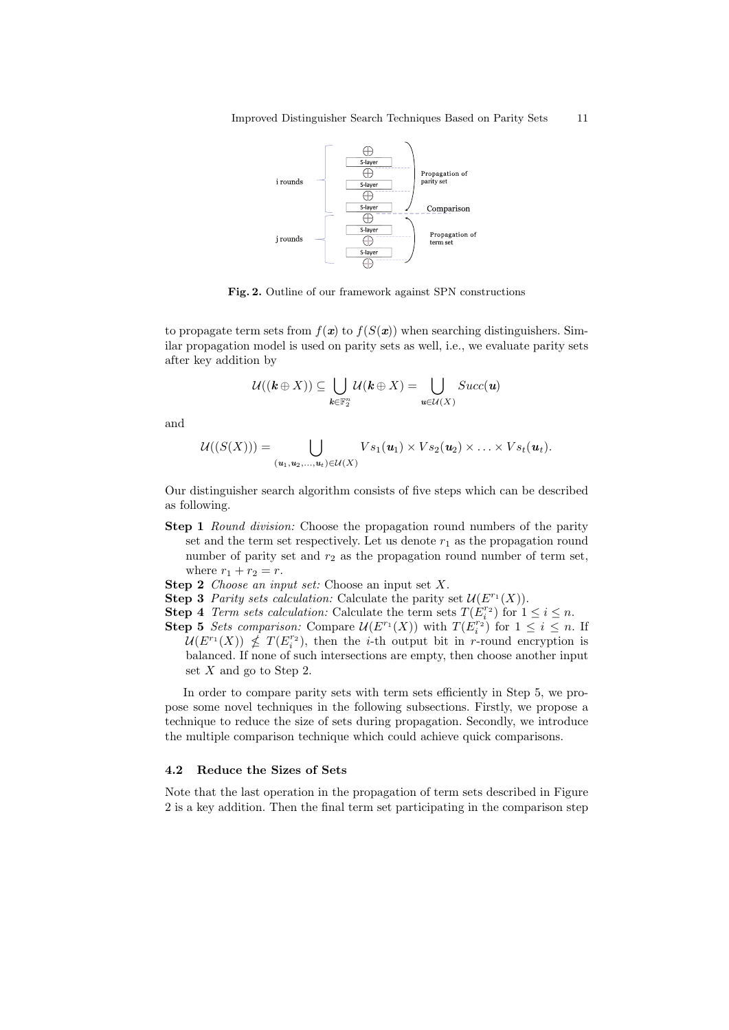**Fig. 2.** Outline of our framework against SPN constructions

to propagate term sets from $f(\boldsymbol{x})$ to $f(S(\boldsymbol{x}))$ when searching distinguishers. Similar propagation model is used on parity sets as well, i.e., we evaluate parity sets after key addition by

$$\mathcal{U}((\boldsymbol{k} \oplus X)) \subseteq \bigcup_{\boldsymbol{k} \in \mathbb{F}_2^n} \mathcal{U}(\boldsymbol{k} \oplus X) = \bigcup_{\boldsymbol{u} \in \mathcal{U}(X)} Succ(\boldsymbol{u})$$

and

$$\mathcal{U}((S(X))) = \bigcup_{(\boldsymbol{u}_1, \boldsymbol{u}_2, \ldots, \boldsymbol{u}_t) \in \mathcal{U}(X)} Vs_1(\boldsymbol{u}_1) \times Vs_2(\boldsymbol{u}_2) \times \ldots \times Vs_t(\boldsymbol{u}_t).$$

Our distinguisher search algorithm consists of five steps which can be described as following.

**Step 1** *Round division:* Choose the propagation round numbers of the parity set and the term set respectively. Let us denote $r_1$ as the propagation round number of parity set and $r_2$ as the propagation round number of term set, where $r_1 + r_2 = r$.

**Step 2** *Choose an input set:* Choose an input set $X$.

**Step 3** *Parity sets calculation:* Calculate the parity set $\mathcal{U}(E^{r_1}(X))$.

**Step 4** *Term sets calculation:* Calculate the term sets $T(E_i^{r_2})$ for $1 \le i \le n$.

**Step 5** *Sets comparison:* Compare $\mathcal{U}(E^{r_1}(X))$ with $T(E_i^{r_2})$ for $1 \le i \le n$. If $\mathcal{U}(E^{r_1}(X)) \nleq T(E_i^{r_2})$, then the $i$-th output bit in $r$-round encryption is balanced. If none of such intersections are empty, then choose another input set $X$ and go to Step 2.

In order to compare parity sets with term sets efficiently in Step 5, we propose some novel techniques in the following subsections. Firstly, we propose a technique to reduce the size of sets during propagation. Secondly, we introduce the multiple comparison technique which could achieve quick comparisons.

### 4.2 Reduce the Sizes of Sets

Note that the last operation in the propagation of term sets described in Figure 2 is a key addition. Then the final term set participating in the comparison step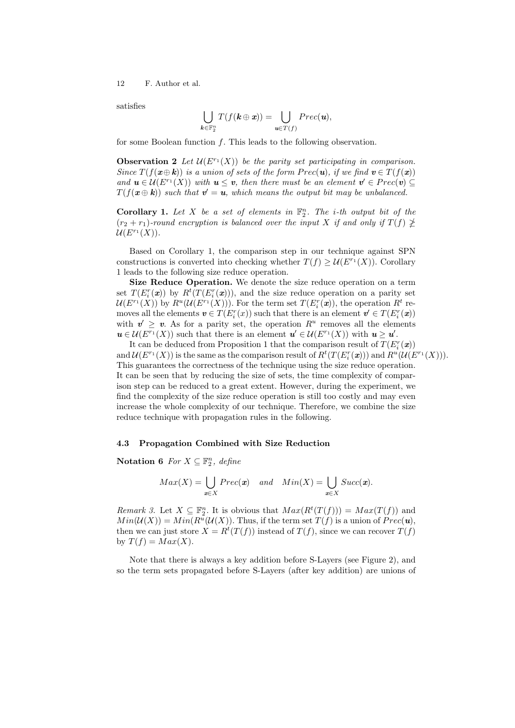satisfies

$$\bigcup_{\boldsymbol{k}\in\mathbb{F}_2^n} T(f(\boldsymbol{k}\oplus\boldsymbol{x})) = \bigcup_{\boldsymbol{u}\in T(f)} Prec(\boldsymbol{u}),$$

for some Boolean function $f$. This leads to the following observation.

**Observation 2** *Let $\mathcal{U}(E^{r_1}(X))$ be the parity set participating in comparison. Since $T(f(\boldsymbol{x}\oplus\boldsymbol{k}))$ is a union of sets of the form $Prec(\boldsymbol{u})$, if we find $\boldsymbol{v}\in T(f(\boldsymbol{x}))$ and $\boldsymbol{u}\in\mathcal{U}(E^{r_1}(X))$ with $\boldsymbol{u}\leq\boldsymbol{v}$, then there must be an element $\boldsymbol{v'}\in Prec(\boldsymbol{v})\subseteq T(f(\boldsymbol{x}\oplus\boldsymbol{k}))$ such that $\boldsymbol{v'}=\boldsymbol{u}$, which means the output bit may be unbalanced.*

**Corollary 1.** *Let $X$ be a set of elements in $\mathbb{F}_2^n$. The $i$-th output bit of the $(r_2+r_1)$-round encryption is balanced over the input $X$ if and only if $T(f)\ngeq\mathcal{U}(E^{r_1}(X))$.*

Based on Corollary 1, the comparison step in our technique against SPN constructions is converted into checking whether $T(f)\geq\mathcal{U}(E^{r_1}(X))$. Corollary 1 leads to the following size reduce operation.

**Size Reduce Operation.** We denote the size reduce operation on a term set $T(E_i^r(\boldsymbol{x}))$ by $R^t(T(E_i^r(\boldsymbol{x})))$, and the size reduce operation on a parity set $\mathcal{U}(E^{r_1}(X))$ by $R^u(\mathcal{U}(E^{r_1}(X)))$. For the term set $T(E_i^r(\boldsymbol{x}))$, the operation $R^t$ removes all the elements $\boldsymbol{v}\in T(E_i^r(x))$ such that there is an element $\boldsymbol{v'}\in T(E_i^r(\boldsymbol{x}))$ with $\boldsymbol{v'}\geq\boldsymbol{v}$. As for a parity set, the operation $R^u$ removes all the elements $\boldsymbol{u}\in\mathcal{U}(E^{r_1}(X))$ such that there is an element $\boldsymbol{u'}\in\mathcal{U}(E^{r_1}(X))$ with $\boldsymbol{u}\geq\boldsymbol{u'}$.

It can be deduced from Proposition 1 that the comparison result of $T(E_i^r(\boldsymbol{x}))$ and $\mathcal{U}(E^{r_1}(X))$ is the same as the comparison result of $R^t(T(E_i^r(\boldsymbol{x})))$ and $R^u(\mathcal{U}(E^{r_1}(X)))$. This guarantees the correctness of the technique using the size reduce operation. It can be seen that by reducing the size of sets, the time complexity of comparison step can be reduced to a great extent. However, during the experiment, we find the complexity of the size reduce operation is still too costly and may even increase the whole complexity of our technique. Therefore, we combine the size reduce technique with propagation rules in the following.

### 4.3 Propagation Combined with Size Reduction

**Notation 6** *For $X\subseteq\mathbb{F}_2^n$, define*

$$Max(X) = \bigcup_{\boldsymbol{x}\in X} Prec(\boldsymbol{x}) \quad and \quad Min(X) = \bigcup_{\boldsymbol{x}\in X} Succ(\boldsymbol{x}).$$

*Remark 3.* Let $X\subseteq\mathbb{F}_2^n$. It is obvious that $Max(R^t(T(f))) = Max(T(f))$ and $Min(\mathcal{U}(X)) = Min(R^u(\mathcal{U}(X))$. Thus, if the term set $T(f)$ is a union of $Prec(\boldsymbol{u})$, then we can just store $X = R^t(T(f))$ instead of $T(f)$, since we can recover $T(f)$ by $T(f) = Max(X)$.

Note that there is always a key addition before S-Layers (see Figure 2), and so the term sets propagated before S-Layers (after key addition) are unions of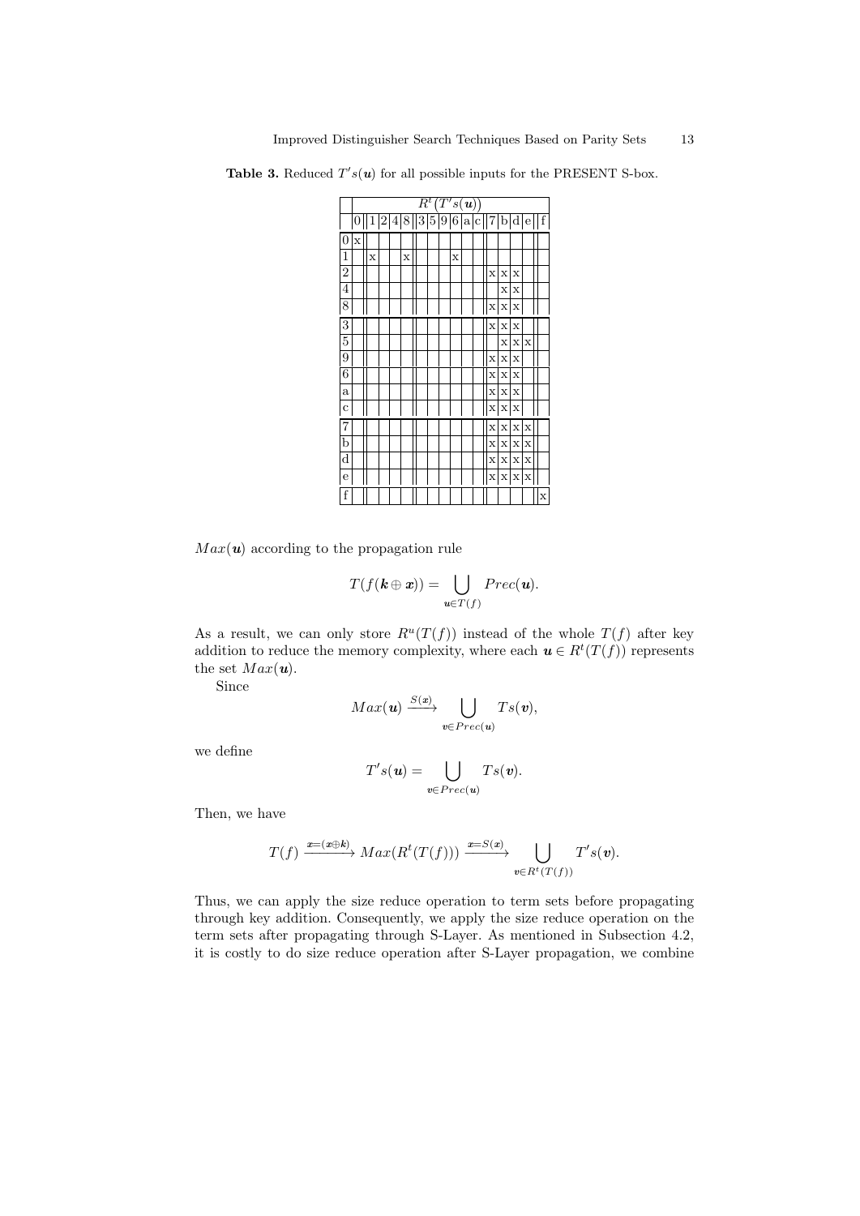**Table 3.** Reduced $T's(\boldsymbol{u})$ for all possible inputs for the PRESENT S-box.

| | $R^t(T's(\boldsymbol{u}))$ | | | | | | | | | | | | | | | |
|---|---|---|---|---|---|---|---|---|---|---|---|---|---|---|---|---|
| | 0 | 1 | 2 | 4 | 8 | 3 | 5 | 9 | 6 | a | c | 7 | b | d | e | f |
| 0 | x | | | | | | | | | | | | | | | |
| 1 | | x | | | x | | | | x | | | | | | | |
| 2 | | | | | | | | | | | | x | x | x | | |
| 4 | | | | | | | | | | | | | x | x | | |
| 8 | | | | | | | | | | | | x | x | x | | |
| 3 | | | | | | | | | | | | x | x | x | | |
| 5 | | | | | | | | | | | | | x | x | x | |
| 9 | | | | | | | | | | | | x | x | x | | |
| 6 | | | | | | | | | | | | x | x | x | | |
| a | | | | | | | | | | | | x | x | x | | |
| c | | | | | | | | | | | | x | x | x | | |
| 7 | | | | | | | | | | | | x | x | x | x | |
| b | | | | | | | | | | | | x | x | x | x | |
| d | | | | | | | | | | | | x | x | x | x | |
| e | | | | | | | | | | | | x | x | x | x | |
| f | | | | | | | | | | | | | | | | x |

$Max(\boldsymbol{u})$ according to the propagation rule

$$T(f(\boldsymbol{k} \oplus \boldsymbol{x})) = \bigcup_{\boldsymbol{u} \in T(f)} Prec(\boldsymbol{u}).$$

As a result, we can only store $R^u(T(f))$ instead of the whole $T(f)$ after key addition to reduce the memory complexity, where each $\boldsymbol{u} \in R^t(T(f))$ represents the set $Max(\boldsymbol{u})$.

Since

$$Max(\boldsymbol{u}) \xrightarrow{S(\boldsymbol{x})} \bigcup_{\boldsymbol{v} \in Prec(\boldsymbol{u})} Ts(\boldsymbol{v}),$$

we define

$$T's(\boldsymbol{u}) = \bigcup_{\boldsymbol{v} \in Prec(\boldsymbol{u})} Ts(\boldsymbol{v}).$$

Then, we have

$$T(f) \xrightarrow{\boldsymbol{x} = (\boldsymbol{x} \oplus \boldsymbol{k})} Max(R^t(T(f))) \xrightarrow{\boldsymbol{x} = S(\boldsymbol{x})} \bigcup_{\boldsymbol{v} \in R^t(T(f))} T's(\boldsymbol{v}).$$

Thus, we can apply the size reduce operation to term sets before propagating through key addition. Consequently, we apply the size reduce operation on the term sets after propagating through S-Layer. As mentioned in Subsection 4.2, it is costly to do size reduce operation after S-Layer propagation, we combine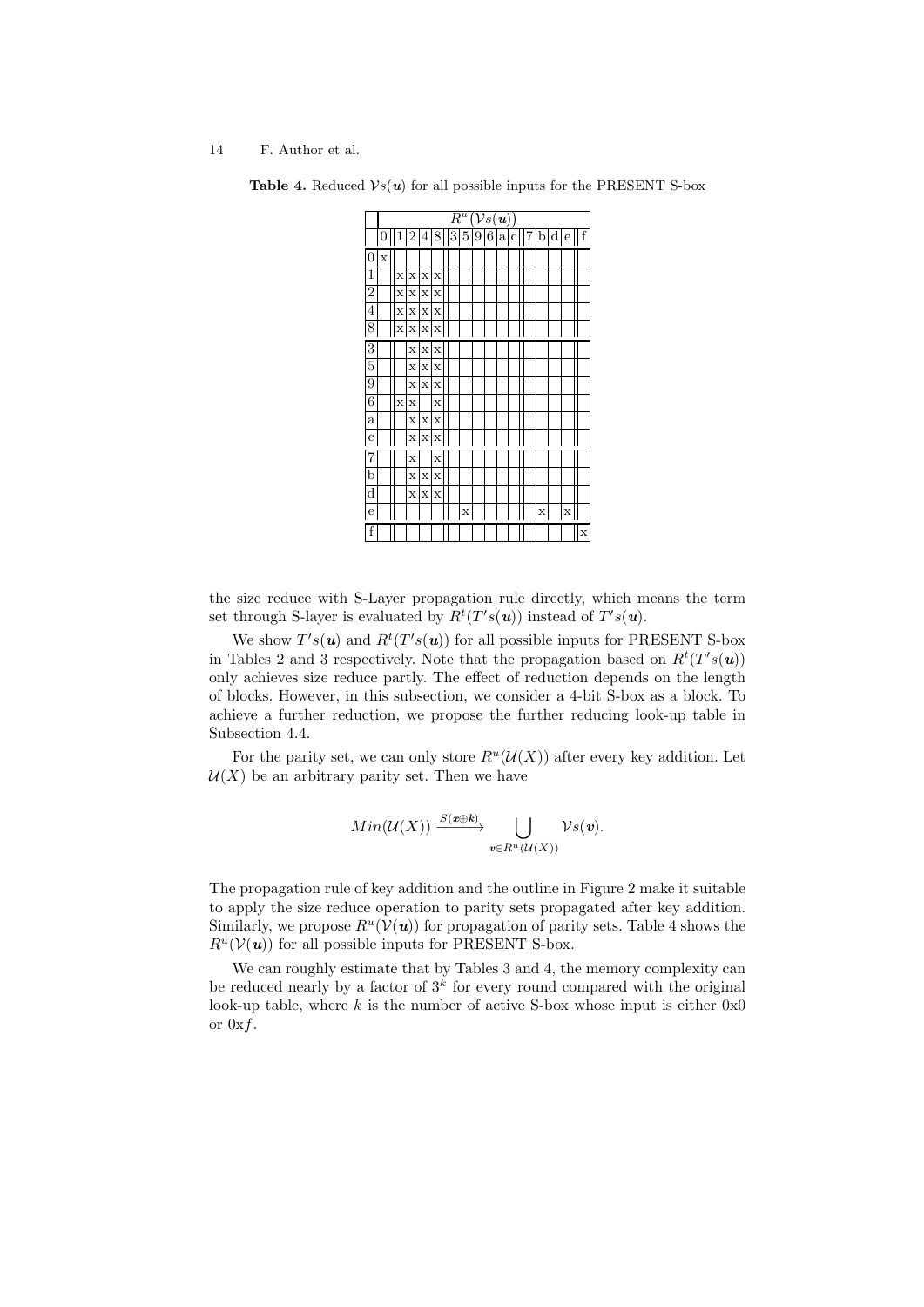**Table 4.** Reduced $\mathcal{V}s(\boldsymbol{u})$ for all possible inputs for the PRESENT S-box

| | $R^u(\mathcal{V}s(\boldsymbol{u}))$ | | | | | | | | | | | | | | | |
|---|---|---|---|---|---|---|---|---|---|---|---|---|---|---|---|---|
| | 0 | 1 | 2 | 4 | 8 | 3 | 5 | 9 | 6 | a | c | 7 | b | d | e | f |
| 0 | x | | | | | | | | | | | | | | | |
| 1 | | x | x | x | x | | | | | | | | | | | |
| 2 | | x | x | x | x | | | | | | | | | | | |
| 4 | | x | x | x | x | | | | | | | | | | | |
| 8 | | x | x | x | x | | | | | | | | | | | |
| 3 | | | x | x | x | | | | | | | | | | | |
| 5 | | | x | x | x | | | | | | | | | | | |
| 9 | | | x | x | x | | | | | | | | | | | |
| 6 | | x | x | | x | | | | | | | | | | | |
| a | | | x | x | x | | | | | | | | | | | |
| c | | | x | x | x | | | | | | | | | | | |
| 7 | | | x | | x | | | | | | | | | | | |
| b | | | x | x | x | | | | | | | | | | | |
| d | | | x | x | x | | | | | | | | | | | |
| e | | | | | | | x | | | | | | x | | x | |
| f | | | | | | | | | | | | | | | | x |

the size reduce with S-Layer propagation rule directly, which means the term set through S-layer is evaluated by $R^t(T's(\boldsymbol{u}))$ instead of $T's(\boldsymbol{u})$.

We show $T's(\boldsymbol{u})$ and $R^t(T's(\boldsymbol{u}))$ for all possible inputs for PRESENT S-box in Tables 2 and 3 respectively. Note that the propagation based on $R^t(T's(\boldsymbol{u}))$ only achieves size reduce partly. The effect of reduction depends on the length of blocks. However, in this subsection, we consider a 4-bit S-box as a block. To achieve a further reduction, we propose the further reducing look-up table in Subsection 4.4.

For the parity set, we can only store $R^u(\mathcal{U}(X))$ after every key addition. Let $\mathcal{U}(X)$ be an arbitrary parity set. Then we have

$$Min(\mathcal{U}(X)) \xrightarrow{S(\boldsymbol{x}\oplus\boldsymbol{k})} \bigcup_{\boldsymbol{v}\in R^u(\mathcal{U}(X))} \mathcal{V}s(\boldsymbol{v}).$$

The propagation rule of key addition and the outline in Figure 2 make it suitable to apply the size reduce operation to parity sets propagated after key addition. Similarly, we propose $R^u(\mathcal{V}(\boldsymbol{u}))$ for propagation of parity sets. Table 4 shows the $R^u(\mathcal{V}(\boldsymbol{u}))$ for all possible inputs for PRESENT S-box.

We can roughly estimate that by Tables 3 and 4, the memory complexity can be reduced nearly by a factor of $3^k$ for every round compared with the original look-up table, where $k$ is the number of active S-box whose input is either 0x0 or 0x$f$.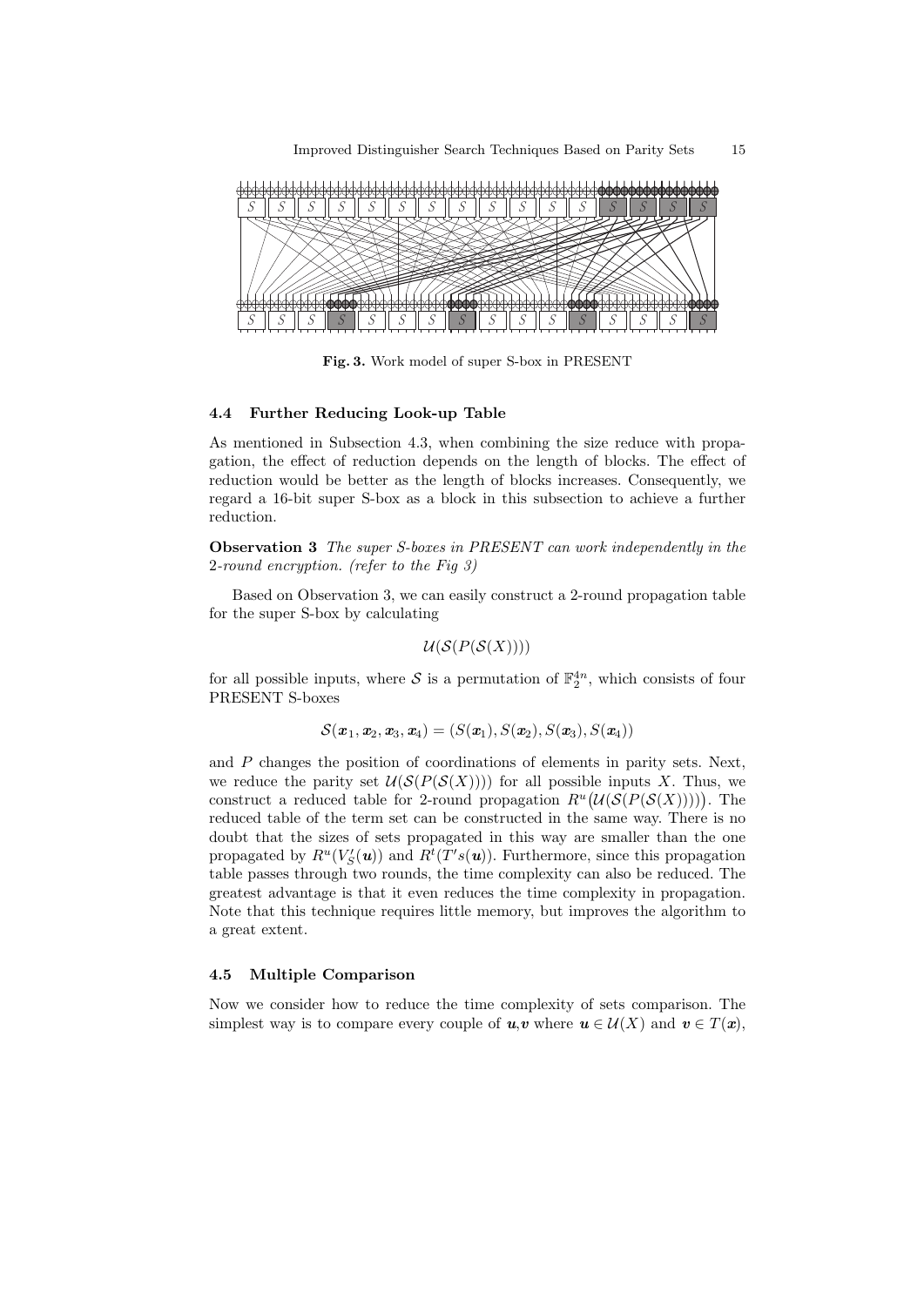**Fig. 3.** Work model of super S-box in PRESENT

### 4.4 Further Reducing Look-up Table

As mentioned in Subsection 4.3, when combining the size reduce with propagation, the effect of reduction depends on the length of blocks. The effect of reduction would be better as the length of blocks increases. Consequently, we regard a 16-bit super S-box as a block in this subsection to achieve a further reduction.

**Observation 3** *The super S-boxes in PRESENT can work independently in the 2-round encryption. (refer to the Fig 3)*

Based on Observation 3, we can easily construct a 2-round propagation table for the super S-box by calculating

$$\mathcal{U}(\mathcal{S}(P(\mathcal{S}(X))))$$

for all possible inputs, where $\mathcal{S}$ is a permutation of $\mathbb{F}_2^{4n}$, which consists of four PRESENT S-boxes

$$\mathcal{S}(\boldsymbol{x}_1, \boldsymbol{x}_2, \boldsymbol{x}_3, \boldsymbol{x}_4) = (S(\boldsymbol{x}_1), S(\boldsymbol{x}_2), S(\boldsymbol{x}_3), S(\boldsymbol{x}_4))$$

and $P$ changes the position of coordinations of elements in parity sets. Next, we reduce the parity set $\mathcal{U}(\mathcal{S}(P(\mathcal{S}(X))))$ for all possible inputs $X$. Thus, we construct a reduced table for 2-round propagation $R^u\big(\mathcal{U}(\mathcal{S}(P(\mathcal{S}(X))))\big)$. The reduced table of the term set can be constructed in the same way. There is no doubt that the sizes of sets propagated in this way are smaller than the one propagated by $R^u(V_S'(\boldsymbol{u}))$ and $R^t(T's(\boldsymbol{u}))$. Furthermore, since this propagation table passes through two rounds, the time complexity can also be reduced. The greatest advantage is that it even reduces the time complexity in propagation. Note that this technique requires little memory, but improves the algorithm to a great extent.

### 4.5 Multiple Comparison

Now we consider how to reduce the time complexity of sets comparison. The simplest way is to compare every couple of $\boldsymbol{u}$,$\boldsymbol{v}$ where $\boldsymbol{u} \in \mathcal{U}(X)$ and $\boldsymbol{v} \in T(\boldsymbol{x})$,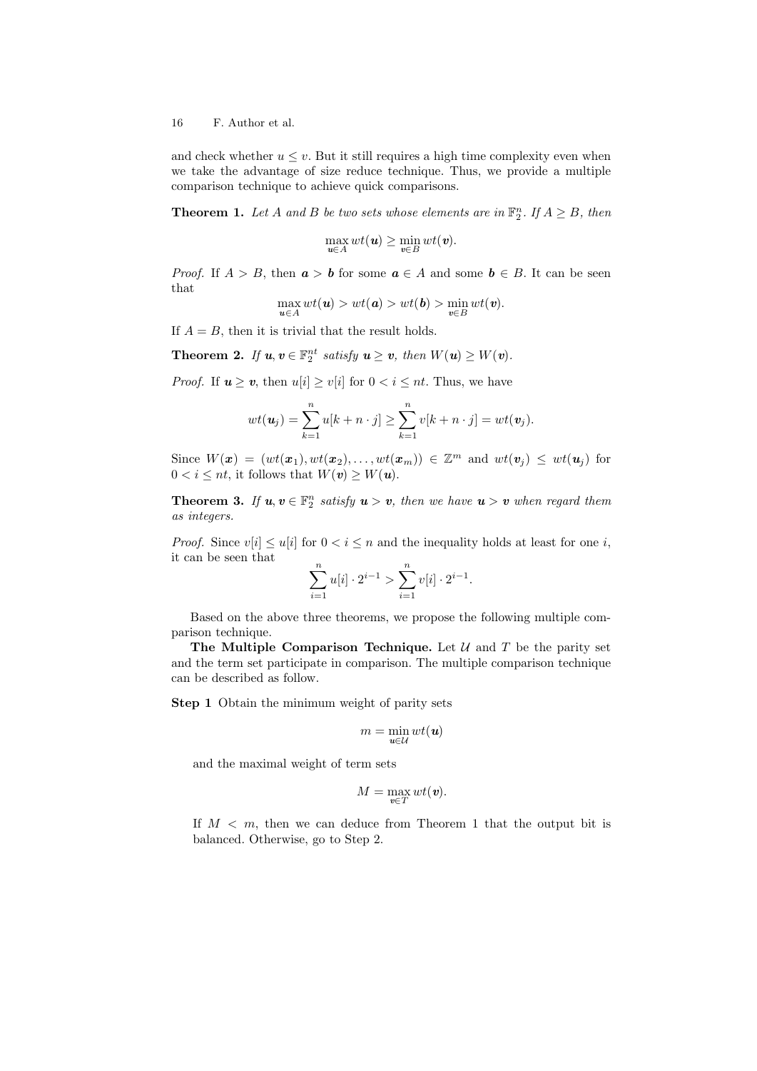and check whether $u \leq v$. But it still requires a high time complexity even when we take the advantage of size reduce technique. Thus, we provide a multiple comparison technique to achieve quick comparisons.

**Theorem 1.** *Let $A$ and $B$ be two sets whose elements are in $\mathbb{F}_2^n$. If $A \geq B$, then*

$$\max_{\boldsymbol{u} \in A} wt(\boldsymbol{u}) \geq \min_{\boldsymbol{v} \in B} wt(\boldsymbol{v}).$$

*Proof.* If $A > B$, then $\boldsymbol{a} > \boldsymbol{b}$ for some $\boldsymbol{a} \in A$ and some $\boldsymbol{b} \in B$. It can be seen that

$$\max_{\boldsymbol{u} \in A} wt(\boldsymbol{u}) > wt(\boldsymbol{a}) > wt(\boldsymbol{b}) > \min_{\boldsymbol{v} \in B} wt(\boldsymbol{v}).$$

If $A = B$, then it is trivial that the result holds.

**Theorem 2.** *If $\boldsymbol{u}, \boldsymbol{v} \in \mathbb{F}_2^{nt}$ satisfy $\boldsymbol{u} \geq \boldsymbol{v}$, then $W(\boldsymbol{u}) \geq W(\boldsymbol{v})$.*

*Proof.* If $\boldsymbol{u} \geq \boldsymbol{v}$, then $u[i] \geq v[i]$ for $0 < i \leq nt$. Thus, we have

$$wt(\boldsymbol{u}_j) = \sum_{k=1}^{n} u[k + n \cdot j] \geq \sum_{k=1}^{n} v[k + n \cdot j] = wt(\boldsymbol{v}_j).$$

Since $W(\boldsymbol{x}) = (wt(\boldsymbol{x}_1), wt(\boldsymbol{x}_2), \ldots, wt(\boldsymbol{x}_m)) \in \mathbb{Z}^m$ and $wt(\boldsymbol{v}_j) \leq wt(\boldsymbol{u}_j)$ for $0 < i \leq nt$, it follows that $W(\boldsymbol{v}) \geq W(\boldsymbol{u})$.

**Theorem 3.** *If $\boldsymbol{u}, \boldsymbol{v} \in \mathbb{F}_2^n$ satisfy $\boldsymbol{u} > \boldsymbol{v}$, then we have $\boldsymbol{u} > \boldsymbol{v}$ when regard them as integers.*

*Proof.* Since $v[i] \leq u[i]$ for $0 < i \leq n$ and the inequality holds at least for one $i$, it can be seen that

$$\sum_{i=1}^{n} u[i] \cdot 2^{i-1} > \sum_{i=1}^{n} v[i] \cdot 2^{i-1}.$$

Based on the above three theorems, we propose the following multiple comparison technique.

**The Multiple Comparison Technique.** Let $\mathcal{U}$ and $T$ be the parity set and the term set participate in comparison. The multiple comparison technique can be described as follow.

**Step 1** Obtain the minimum weight of parity sets

$$m = \min_{\boldsymbol{u} \in \mathcal{U}} wt(\boldsymbol{u})$$

and the maximal weight of term sets

$$M = \max_{\boldsymbol{v} \in T} wt(\boldsymbol{v}).$$

If $M < m$, then we can deduce from Theorem 1 that the output bit is balanced. Otherwise, go to Step 2.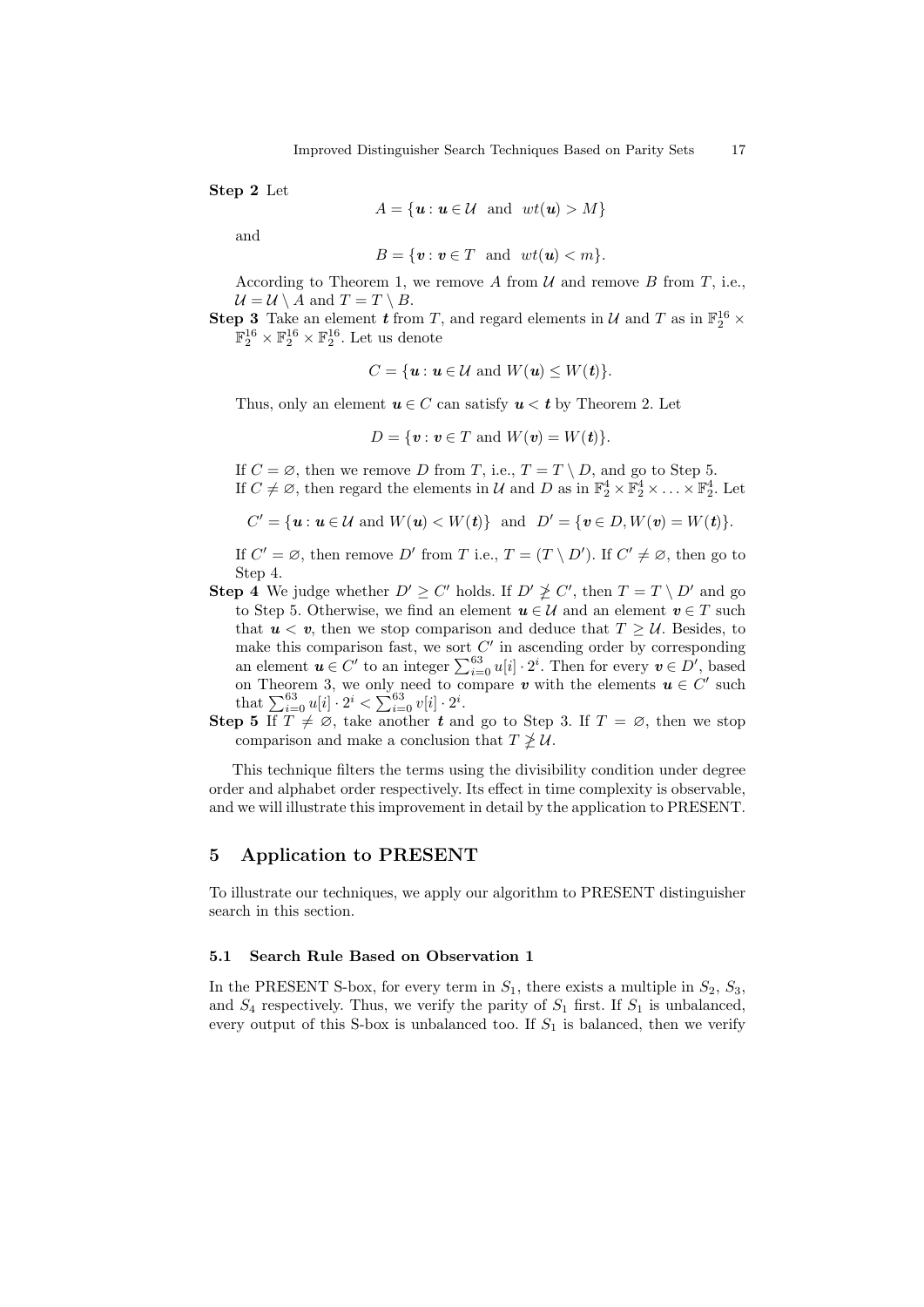**Step 2** Let

$$A = \{\boldsymbol{u} : \boldsymbol{u} \in \mathcal{U} \text{ and } wt(\boldsymbol{u}) > M\}$$

and

$$B = \{\boldsymbol{v} : \boldsymbol{v} \in T \text{ and } wt(\boldsymbol{u}) < m\}.$$

According to Theorem 1, we remove $A$ from $\mathcal{U}$ and remove $B$ from $T$, i.e., $\mathcal{U} = \mathcal{U} \setminus A$ and $T = T \setminus B$.

**Step 3** Take an element $\boldsymbol{t}$ from $T$, and regard elements in $\mathcal{U}$ and $T$ as in $\mathbb{F}_2^{16} \times \mathbb{F}_2^{16} \times \mathbb{F}_2^{16} \times \mathbb{F}_2^{16}$. Let us denote

$$C = \{\boldsymbol{u} : \boldsymbol{u} \in \mathcal{U} \text{ and } W(\boldsymbol{u}) \leq W(\boldsymbol{t})\}.$$

Thus, only an element $\boldsymbol{u} \in C$ can satisfy $\boldsymbol{u} < \boldsymbol{t}$ by Theorem 2. Let

$$D = \{\boldsymbol{v} : \boldsymbol{v} \in T \text{ and } W(\boldsymbol{v}) = W(\boldsymbol{t})\}.$$

If $C = \varnothing$, then we remove $D$ from $T$, i.e., $T = T \setminus D$, and go to Step 5. If $C \neq \varnothing$, then regard the elements in $\mathcal{U}$ and $D$ as in $\mathbb{F}_2^4 \times \mathbb{F}_2^4 \times \ldots \times \mathbb{F}_2^4$. Let

$$C' = \{\boldsymbol{u} : \boldsymbol{u} \in \mathcal{U} \text{ and } W(\boldsymbol{u}) < W(\boldsymbol{t})\} \text{ and } D' = \{\boldsymbol{v} \in D, W(\boldsymbol{v}) = W(\boldsymbol{t})\}.$$

If $C' = \varnothing$, then remove $D'$ from $T$ i.e., $T = (T \setminus D')$. If $C' \neq \varnothing$, then go to Step 4.

**Step 4** We judge whether $D' \geq C'$ holds. If $D' \ngeq C'$, then $T = T \setminus D'$ and go to Step 5. Otherwise, we find an element $\boldsymbol{u} \in \mathcal{U}$ and an element $\boldsymbol{v} \in T$ such that $\boldsymbol{u} < \boldsymbol{v}$, then we stop comparison and deduce that $T \geq \mathcal{U}$. Besides, to make this comparison fast, we sort $C'$ in ascending order by corresponding an element $\boldsymbol{u} \in C'$ to an integer $\sum_{i=0}^{63} u[i] \cdot 2^i$. Then for every $\boldsymbol{v} \in D'$, based on Theorem 3, we only need to compare $\boldsymbol{v}$ with the elements $\boldsymbol{u} \in C'$ such that $\sum_{i=0}^{63} u[i] \cdot 2^i < \sum_{i=0}^{63} v[i] \cdot 2^i$.

**Step 5** If $T \neq \varnothing$, take another $\boldsymbol{t}$ and go to Step 3. If $T = \varnothing$, then we stop comparison and make a conclusion that $T \ngeq \mathcal{U}$.

This technique filters the terms using the divisibility condition under degree order and alphabet order respectively. Its effect in time complexity is observable, and we will illustrate this improvement in detail by the application to PRESENT.

## 5 Application to PRESENT

To illustrate our techniques, we apply our algorithm to PRESENT distinguisher search in this section.

### 5.1 Search Rule Based on Observation 1

In the PRESENT S-box, for every term in $S_1$, there exists a multiple in $S_2$, $S_3$, and $S_4$ respectively. Thus, we verify the parity of $S_1$ first. If $S_1$ is unbalanced, every output of this S-box is unbalanced too. If $S_1$ is balanced, then we verify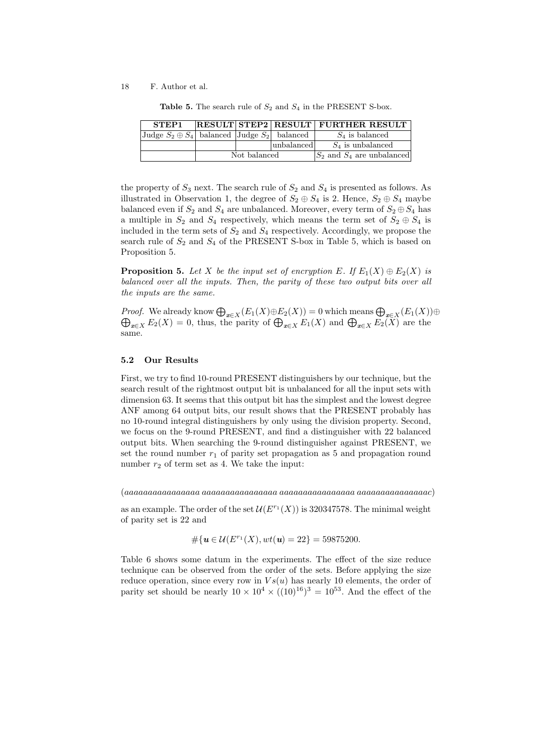**Table 5.** The search rule of $S_2$ and $S_4$ in the PRESENT S-box.

| STEP1 | RESULT | STEP2 | RESULT | FURTHER RESULT |
| --- | --- | --- | --- | --- |
| Judge $S_2 \oplus S_4$ | balanced | Judge $S_2$ | balanced | $S_4$ is balanced |
| | | | unbalanced | $S_4$ is unbalanced |
| | Not balanced | | | $S_2$ and $S_4$ are unbalanced |

the property of $S_3$ next. The search rule of $S_2$ and $S_4$ is presented as follows. As illustrated in Observation 1, the degree of $S_2 \oplus S_4$ is 2. Hence, $S_2 \oplus S_4$ maybe balanced even if $S_2$ and $S_4$ are unbalanced. Moreover, every term of $S_2 \oplus S_4$ has a multiple in $S_2$ and $S_4$ respectively, which means the term set of $S_2 \oplus S_4$ is included in the term sets of $S_2$ and $S_4$ respectively. Accordingly, we propose the search rule of $S_2$ and $S_4$ of the PRESENT S-box in Table 5, which is based on Proposition 5.

**Proposition 5.** *Let $X$ be the input set of encryption $E$. If $E_1(X) \oplus E_2(X)$ is balanced over all the inputs. Then, the parity of these two output bits over all the inputs are the same.*

*Proof.* We already know $\bigoplus_{x \in X}(E_1(X) \oplus E_2(X)) = 0$ which means $\bigoplus_{x \in X}(E_1(X)) \oplus \bigoplus_{x \in X} E_2(X) = 0$, thus, the parity of $\bigoplus_{x \in X} E_1(X)$ and $\bigoplus_{x \in X} E_2(X)$ are the same.

### 5.2 Our Results

First, we try to find 10-round PRESENT distinguishers by our technique, but the search result of the rightmost output bit is unbalanced for all the input sets with dimension 63. It seems that this output bit has the simplest and the lowest degree ANF among 64 output bits, our result shows that the PRESENT probably has no 10-round integral distinguishers by only using the division property. Second, we focus on the 9-round PRESENT, and find a distinguisher with 22 balanced output bits. When searching the 9-round distinguisher against PRESENT, we set the round number $r_1$ of parity set propagation as 5 and propagation round number $r_2$ of term set as 4. We take the input:

$(aaaaaaaaaaaaaaaa\ aaaaaaaaaaaaaaaa\ aaaaaaaaaaaaaaaa\ aaaaaaaaaaaaaaac)$

as an example. The order of the set $\mathcal{U}(E^{r_1}(X))$ is 320347578. The minimal weight of parity set is 22 and

$$\#\{\boldsymbol{u} \in \mathcal{U}(E^{r_1}(X), wt(\boldsymbol{u}) = 22\} = 59875200.$$

Table 6 shows some datum in the experiments. The effect of the size reduce technique can be observed from the order of the sets. Before applying the size reduce operation, since every row in $Vs(u)$ has nearly 10 elements, the order of parity set should be nearly $10 \times 10^4 \times ((10)^{16})^3 = 10^{53}$. And the effect of the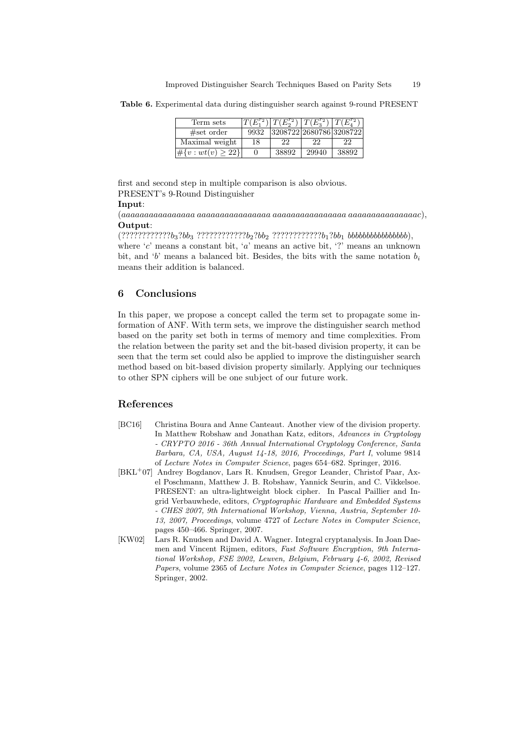**Table 6.** Experimental data during distinguisher search against 9-round PRESENT

| Term sets | $T(E_1^{r_2})$ | $T(E_2^{r_2})$ | $T(E_3^{r_2})$ | $T(E_4^{r_2})$ |
|---|---|---|---|---|
| #set order | 9932 | 3208722 | 2680786 | 3208722 |
| Maximal weight | 18 | 22 | 22 | 22 |
| $\#\{v : wt(v) \geq 22\}$ | 0 | 38892 | 29940 | 38892 |

first and second step in multiple comparison is also obvious.

PRESENT's 9-Round Distinguisher

**Input**:

$(aaaaaaaaaaaaaaaa\ aaaaaaaaaaaaaaaa\ aaaaaaaaaaaaaaaa\ aaaaaaaaaaaaaaac)$,

**Output**:

$(????????????b_3?bb_3\ ????????????b_2?bb_2\ ????????????b_1?bb_1\ bbbbbbbbbbbbbbbb)$,

where '$c$' means a constant bit, '$a$' means an active bit, '?' means an unknown bit, and '$b$' means a balanced bit. Besides, the bits with the same notation $b_i$ means their addition is balanced.

## 6 Conclusions

In this paper, we propose a concept called the term set to propagate some information of ANF. With term sets, we improve the distinguisher search method based on the parity set both in terms of memory and time complexities. From the relation between the parity set and the bit-based division property, it can be seen that the term set could also be applied to improve the distinguisher search method based on bit-based division property similarly. Applying our techniques to other SPN ciphers will be one subject of our future work.

## References

[BC16] Christina Boura and Anne Canteaut. Another view of the division property. In Matthew Robshaw and Jonathan Katz, editors, *Advances in Cryptology - CRYPTO 2016 - 36th Annual International Cryptology Conference, Santa Barbara, CA, USA, August 14-18, 2016, Proceedings, Part I*, volume 9814 of *Lecture Notes in Computer Science*, pages 654–682. Springer, 2016.

[BKL+07] Andrey Bogdanov, Lars R. Knudsen, Gregor Leander, Christof Paar, Axel Poschmann, Matthew J. B. Robshaw, Yannick Seurin, and C. Vikkelsoe. PRESENT: an ultra-lightweight block cipher. In Pascal Paillier and Ingrid Verbauwhede, editors, *Cryptographic Hardware and Embedded Systems - CHES 2007, 9th International Workshop, Vienna, Austria, September 10-13, 2007, Proceedings*, volume 4727 of *Lecture Notes in Computer Science*, pages 450–466. Springer, 2007.

[KW02] Lars R. Knudsen and David A. Wagner. Integral cryptanalysis. In Joan Daemen and Vincent Rijmen, editors, *Fast Software Encryption, 9th International Workshop, FSE 2002, Leuven, Belgium, February 4-6, 2002, Revised Papers*, volume 2365 of *Lecture Notes in Computer Science*, pages 112–127. Springer, 2002.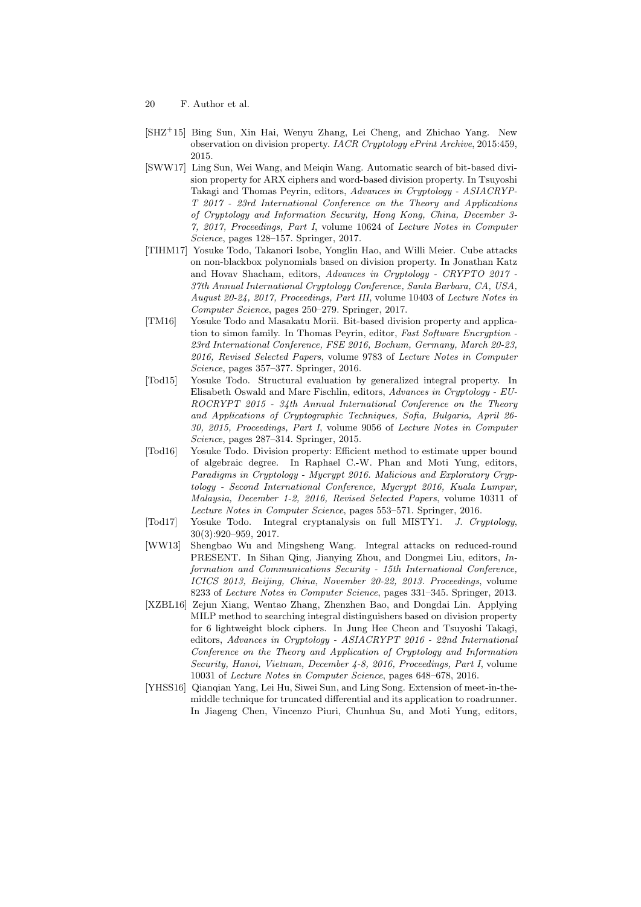[SHZ+15] Bing Sun, Xin Hai, Wenyu Zhang, Lei Cheng, and Zhichao Yang. New observation on division property. *IACR Cryptology ePrint Archive*, 2015:459, 2015.

[SWW17] Ling Sun, Wei Wang, and Meiqin Wang. Automatic search of bit-based division property for ARX ciphers and word-based division property. In Tsuyoshi Takagi and Thomas Peyrin, editors, *Advances in Cryptology - ASIACRYPT 2017 - 23rd International Conference on the Theory and Applications of Cryptology and Information Security, Hong Kong, China, December 3-7, 2017, Proceedings, Part I*, volume 10624 of *Lecture Notes in Computer Science*, pages 128–157. Springer, 2017.

[TIHM17] Yosuke Todo, Takanori Isobe, Yonglin Hao, and Willi Meier. Cube attacks on non-blackbox polynomials based on division property. In Jonathan Katz and Hovav Shacham, editors, *Advances in Cryptology - CRYPTO 2017 - 37th Annual International Cryptology Conference, Santa Barbara, CA, USA, August 20-24, 2017, Proceedings, Part III*, volume 10403 of *Lecture Notes in Computer Science*, pages 250–279. Springer, 2017.

[TM16] Yosuke Todo and Masakatu Morii. Bit-based division property and application to simon family. In Thomas Peyrin, editor, *Fast Software Encryption - 23rd International Conference, FSE 2016, Bochum, Germany, March 20-23, 2016, Revised Selected Papers*, volume 9783 of *Lecture Notes in Computer Science*, pages 357–377. Springer, 2016.

[Tod15] Yosuke Todo. Structural evaluation by generalized integral property. In Elisabeth Oswald and Marc Fischlin, editors, *Advances in Cryptology - EUROCRYPT 2015 - 34th Annual International Conference on the Theory and Applications of Cryptographic Techniques, Sofia, Bulgaria, April 26-30, 2015, Proceedings, Part I*, volume 9056 of *Lecture Notes in Computer Science*, pages 287–314. Springer, 2015.

[Tod16] Yosuke Todo. Division property: Efficient method to estimate upper bound of algebraic degree. In Raphael C.-W. Phan and Moti Yung, editors, *Paradigms in Cryptology - Mycrypt 2016. Malicious and Exploratory Cryptology - Second International Conference, Mycrypt 2016, Kuala Lumpur, Malaysia, December 1-2, 2016, Revised Selected Papers*, volume 10311 of *Lecture Notes in Computer Science*, pages 553–571. Springer, 2016.

[Tod17] Yosuke Todo. Integral cryptanalysis on full MISTY1. *J. Cryptology*, 30(3):920–959, 2017.

[WW13] Shengbao Wu and Mingsheng Wang. Integral attacks on reduced-round PRESENT. In Sihan Qing, Jianying Zhou, and Dongmei Liu, editors, *Information and Communications Security - 15th International Conference, ICICS 2013, Beijing, China, November 20-22, 2013. Proceedings*, volume 8233 of *Lecture Notes in Computer Science*, pages 331–345. Springer, 2013.

[XZBL16] Zejun Xiang, Wentao Zhang, Zhenzhen Bao, and Dongdai Lin. Applying MILP method to searching integral distinguishers based on division property for 6 lightweight block ciphers. In Jung Hee Cheon and Tsuyoshi Takagi, editors, *Advances in Cryptology - ASIACRYPT 2016 - 22nd International Conference on the Theory and Application of Cryptology and Information Security, Hanoi, Vietnam, December 4-8, 2016, Proceedings, Part I*, volume 10031 of *Lecture Notes in Computer Science*, pages 648–678, 2016.

[YHSS16] Qianqian Yang, Lei Hu, Siwei Sun, and Ling Song. Extension of meet-in-the-middle technique for truncated differential and its application to roadrunner. In Jiageng Chen, Vincenzo Piuri, Chunhua Su, and Moti Yung, editors,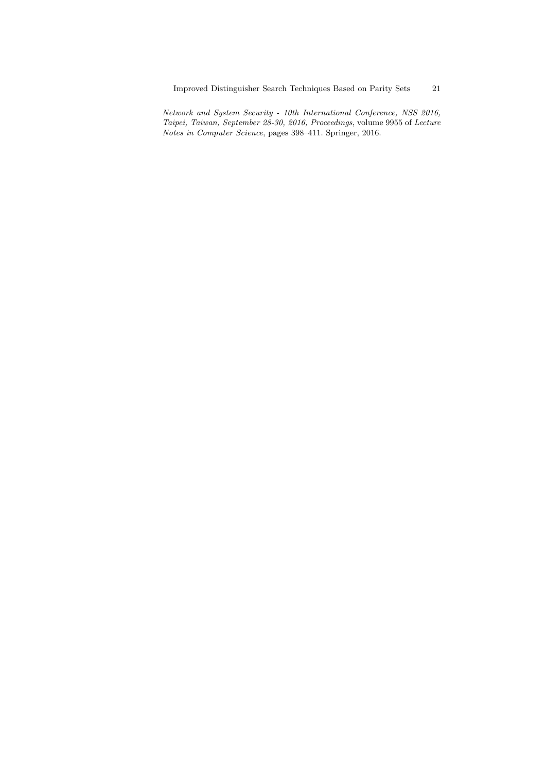*Network and System Security - 10th International Conference, NSS 2016, Taipei, Taiwan, September 28-30, 2016, Proceedings*, volume 9955 of *Lecture Notes in Computer Science*, pages 398–411. Springer, 2016.